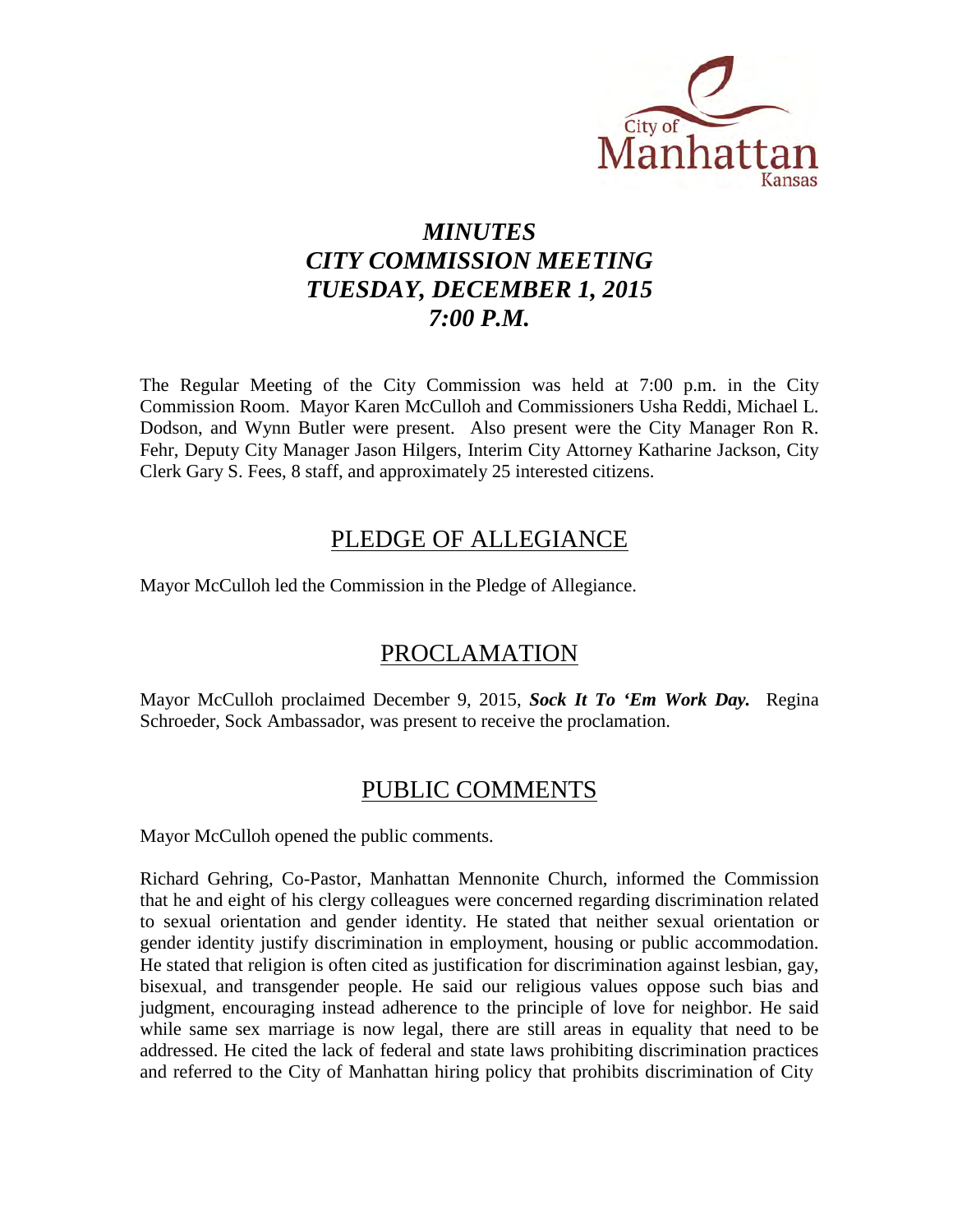# *MINUTES*
# *CITY COMMISSION MEETING*
# *TUESDAY, DECEMBER 1, 2015*
# *7:00 P.M.*

The Regular Meeting of the City Commission was held at 7:00 p.m. in the City Commission Room. Mayor Karen McCulloh and Commissioners Usha Reddi, Michael L. Dodson, and Wynn Butler were present. Also present were the City Manager Ron R. Fehr, Deputy City Manager Jason Hilgers, Interim City Attorney Katharine Jackson, City Clerk Gary S. Fees, 8 staff, and approximately 25 interested citizens.

## PLEDGE OF ALLEGIANCE

Mayor McCulloh led the Commission in the Pledge of Allegiance.

## PROCLAMATION

Mayor McCulloh proclaimed December 9, 2015, ***Sock It To 'Em Work Day.*** Regina Schroeder, Sock Ambassador, was present to receive the proclamation.

## PUBLIC COMMENTS

Mayor McCulloh opened the public comments.

Richard Gehring, Co-Pastor, Manhattan Mennonite Church, informed the Commission that he and eight of his clergy colleagues were concerned regarding discrimination related to sexual orientation and gender identity. He stated that neither sexual orientation or gender identity justify discrimination in employment, housing or public accommodation. He stated that religion is often cited as justification for discrimination against lesbian, gay, bisexual, and transgender people. He said our religious values oppose such bias and judgment, encouraging instead adherence to the principle of love for neighbor. He said while same sex marriage is now legal, there are still areas in equality that need to be addressed. He cited the lack of federal and state laws prohibiting discrimination practices and referred to the City of Manhattan hiring policy that prohibits discrimination of City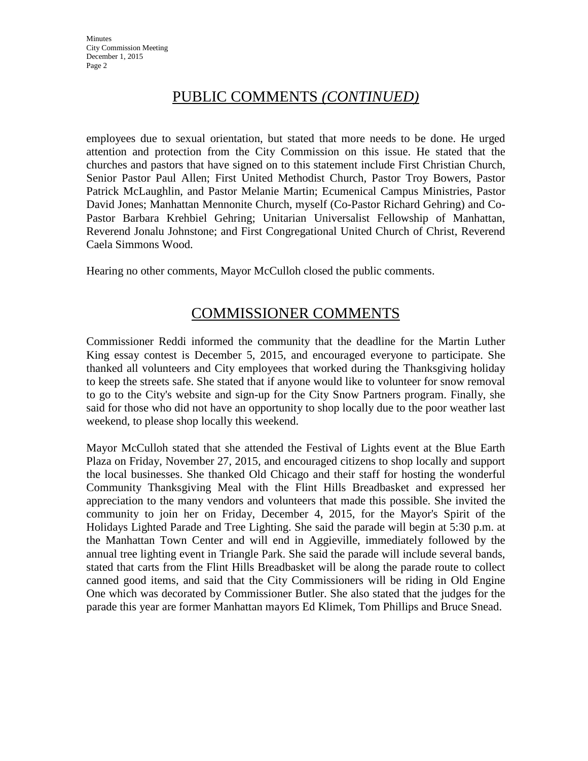## PUBLIC COMMENTS *(CONTINUED)*

employees due to sexual orientation, but stated that more needs to be done. He urged attention and protection from the City Commission on this issue. He stated that the churches and pastors that have signed on to this statement include First Christian Church, Senior Pastor Paul Allen; First United Methodist Church, Pastor Troy Bowers, Pastor Patrick McLaughlin, and Pastor Melanie Martin; Ecumenical Campus Ministries, Pastor David Jones; Manhattan Mennonite Church, myself (Co-Pastor Richard Gehring) and Co-Pastor Barbara Krehbiel Gehring; Unitarian Universalist Fellowship of Manhattan, Reverend Jonalu Johnstone; and First Congregational United Church of Christ, Reverend Caela Simmons Wood.

Hearing no other comments, Mayor McCulloh closed the public comments.

## COMMISSIONER COMMENTS

Commissioner Reddi informed the community that the deadline for the Martin Luther King essay contest is December 5, 2015, and encouraged everyone to participate. She thanked all volunteers and City employees that worked during the Thanksgiving holiday to keep the streets safe. She stated that if anyone would like to volunteer for snow removal to go to the City's website and sign-up for the City Snow Partners program. Finally, she said for those who did not have an opportunity to shop locally due to the poor weather last weekend, to please shop locally this weekend.

Mayor McCulloh stated that she attended the Festival of Lights event at the Blue Earth Plaza on Friday, November 27, 2015, and encouraged citizens to shop locally and support the local businesses. She thanked Old Chicago and their staff for hosting the wonderful Community Thanksgiving Meal with the Flint Hills Breadbasket and expressed her appreciation to the many vendors and volunteers that made this possible. She invited the community to join her on Friday, December 4, 2015, for the Mayor's Spirit of the Holidays Lighted Parade and Tree Lighting. She said the parade will begin at 5:30 p.m. at the Manhattan Town Center and will end in Aggieville, immediately followed by the annual tree lighting event in Triangle Park. She said the parade will include several bands, stated that carts from the Flint Hills Breadbasket will be along the parade route to collect canned good items, and said that the City Commissioners will be riding in Old Engine One which was decorated by Commissioner Butler. She also stated that the judges for the parade this year are former Manhattan mayors Ed Klimek, Tom Phillips and Bruce Snead.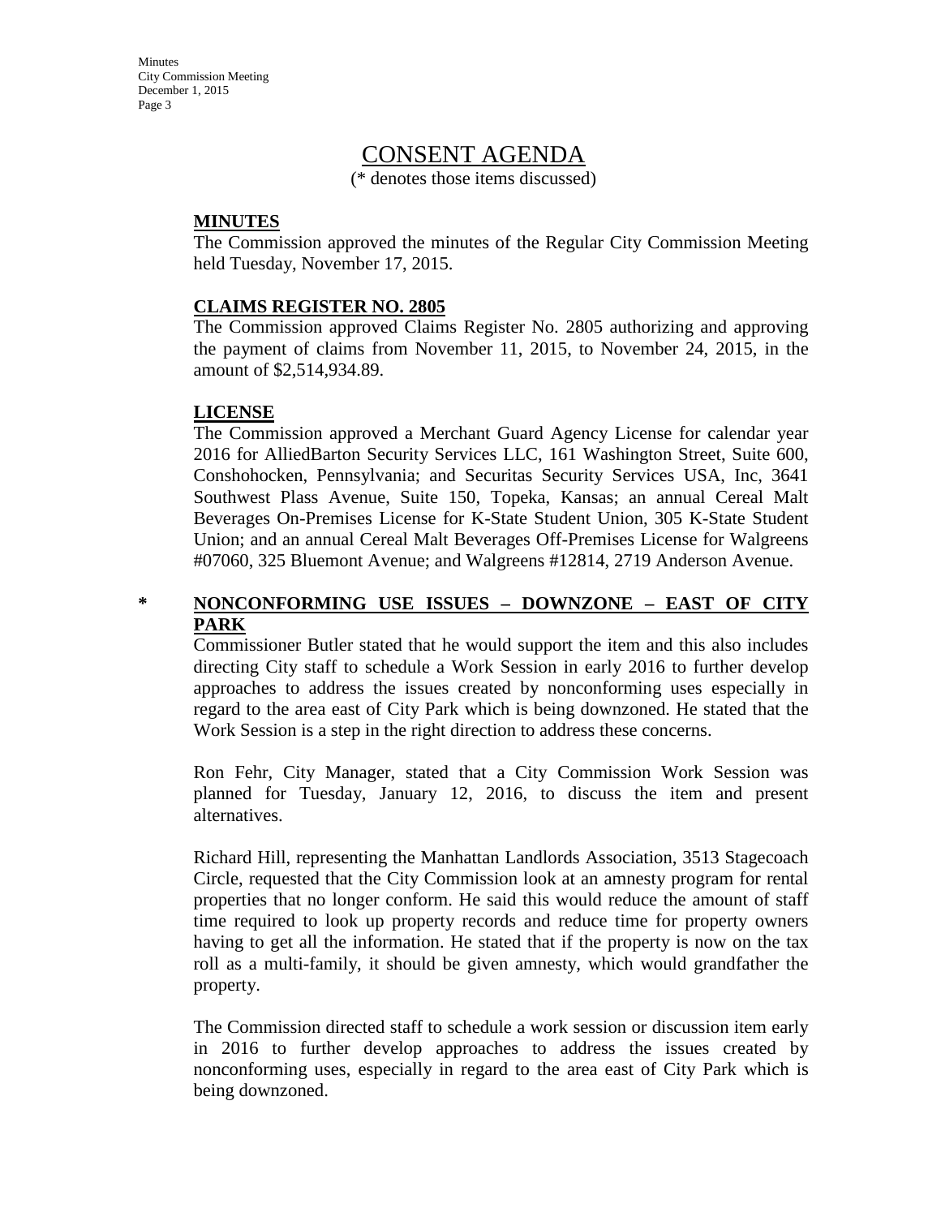# CONSENT AGENDA

(* denotes those items discussed)

**MINUTES**

The Commission approved the minutes of the Regular City Commission Meeting held Tuesday, November 17, 2015.

**CLAIMS REGISTER NO. 2805**

The Commission approved Claims Register No. 2805 authorizing and approving the payment of claims from November 11, 2015, to November 24, 2015, in the amount of $2,514,934.89.

**LICENSE**

The Commission approved a Merchant Guard Agency License for calendar year 2016 for AlliedBarton Security Services LLC, 161 Washington Street, Suite 600, Conshohocken, Pennsylvania; and Securitas Security Services USA, Inc, 3641 Southwest Plass Avenue, Suite 150, Topeka, Kansas; an annual Cereal Malt Beverages On-Premises License for K-State Student Union, 305 K-State Student Union; and an annual Cereal Malt Beverages Off-Premises License for Walgreens #07060, 325 Bluemont Avenue; and Walgreens #12814, 2719 Anderson Avenue.

\* **NONCONFORMING USE ISSUES – DOWNZONE – EAST OF CITY PARK**

Commissioner Butler stated that he would support the item and this also includes directing City staff to schedule a Work Session in early 2016 to further develop approaches to address the issues created by nonconforming uses especially in regard to the area east of City Park which is being downzoned. He stated that the Work Session is a step in the right direction to address these concerns.

Ron Fehr, City Manager, stated that a City Commission Work Session was planned for Tuesday, January 12, 2016, to discuss the item and present alternatives.

Richard Hill, representing the Manhattan Landlords Association, 3513 Stagecoach Circle, requested that the City Commission look at an amnesty program for rental properties that no longer conform. He said this would reduce the amount of staff time required to look up property records and reduce time for property owners having to get all the information. He stated that if the property is now on the tax roll as a multi-family, it should be given amnesty, which would grandfather the property.

The Commission directed staff to schedule a work session or discussion item early in 2016 to further develop approaches to address the issues created by nonconforming uses, especially in regard to the area east of City Park which is being downzoned.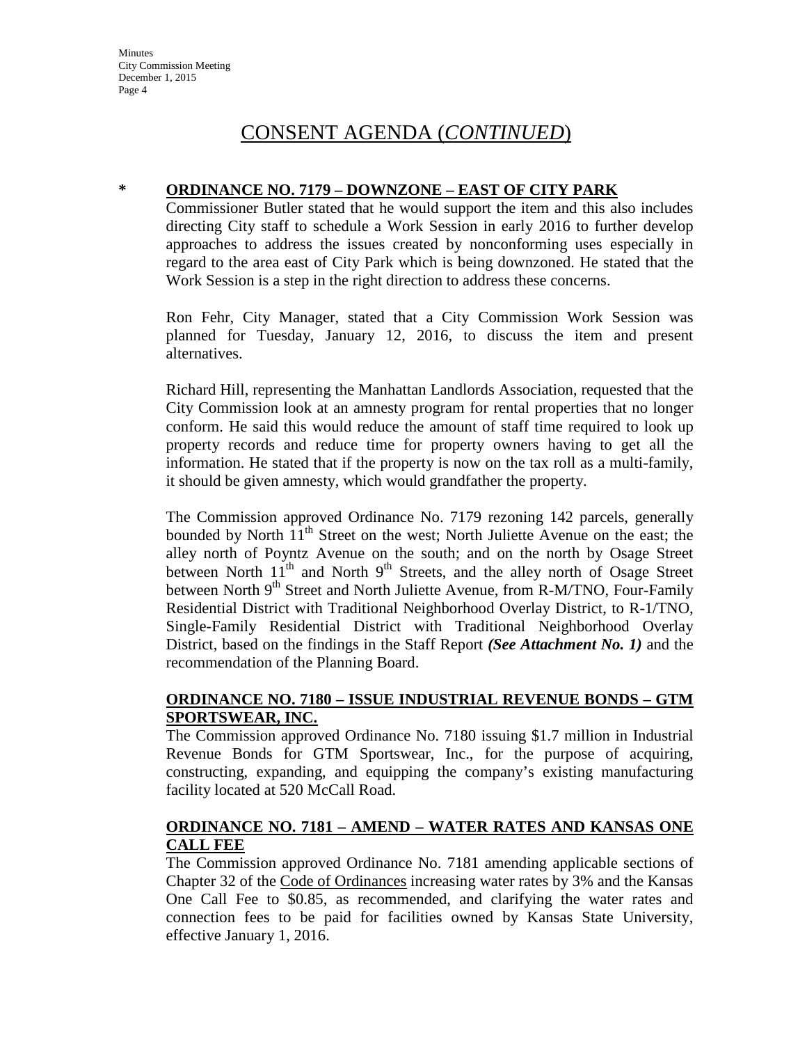## CONSENT AGENDA (*CONTINUED*)

**\* ORDINANCE NO. 7179 – DOWNZONE – EAST OF CITY PARK**

Commissioner Butler stated that he would support the item and this also includes directing City staff to schedule a Work Session in early 2016 to further develop approaches to address the issues created by nonconforming uses especially in regard to the area east of City Park which is being downzoned. He stated that the Work Session is a step in the right direction to address these concerns.

Ron Fehr, City Manager, stated that a City Commission Work Session was planned for Tuesday, January 12, 2016, to discuss the item and present alternatives.

Richard Hill, representing the Manhattan Landlords Association, requested that the City Commission look at an amnesty program for rental properties that no longer conform. He said this would reduce the amount of staff time required to look up property records and reduce time for property owners having to get all the information. He stated that if the property is now on the tax roll as a multi-family, it should be given amnesty, which would grandfather the property.

The Commission approved Ordinance No. 7179 rezoning 142 parcels, generally bounded by North 11th Street on the west; North Juliette Avenue on the east; the alley north of Poyntz Avenue on the south; and on the north by Osage Street between North 11th and North 9th Streets, and the alley north of Osage Street between North 9th Street and North Juliette Avenue, from R-M/TNO, Four-Family Residential District with Traditional Neighborhood Overlay District, to R-1/TNO, Single-Family Residential District with Traditional Neighborhood Overlay District, based on the findings in the Staff Report ***(See Attachment No. 1)*** and the recommendation of the Planning Board.

**ORDINANCE NO. 7180 – ISSUE INDUSTRIAL REVENUE BONDS – GTM SPORTSWEAR, INC.**

The Commission approved Ordinance No. 7180 issuing $1.7 million in Industrial Revenue Bonds for GTM Sportswear, Inc., for the purpose of acquiring, constructing, expanding, and equipping the company's existing manufacturing facility located at 520 McCall Road.

**ORDINANCE NO. 7181 – AMEND – WATER RATES AND KANSAS ONE CALL FEE**

The Commission approved Ordinance No. 7181 amending applicable sections of Chapter 32 of the Code of Ordinances increasing water rates by 3% and the Kansas One Call Fee to $0.85, as recommended, and clarifying the water rates and connection fees to be paid for facilities owned by Kansas State University, effective January 1, 2016.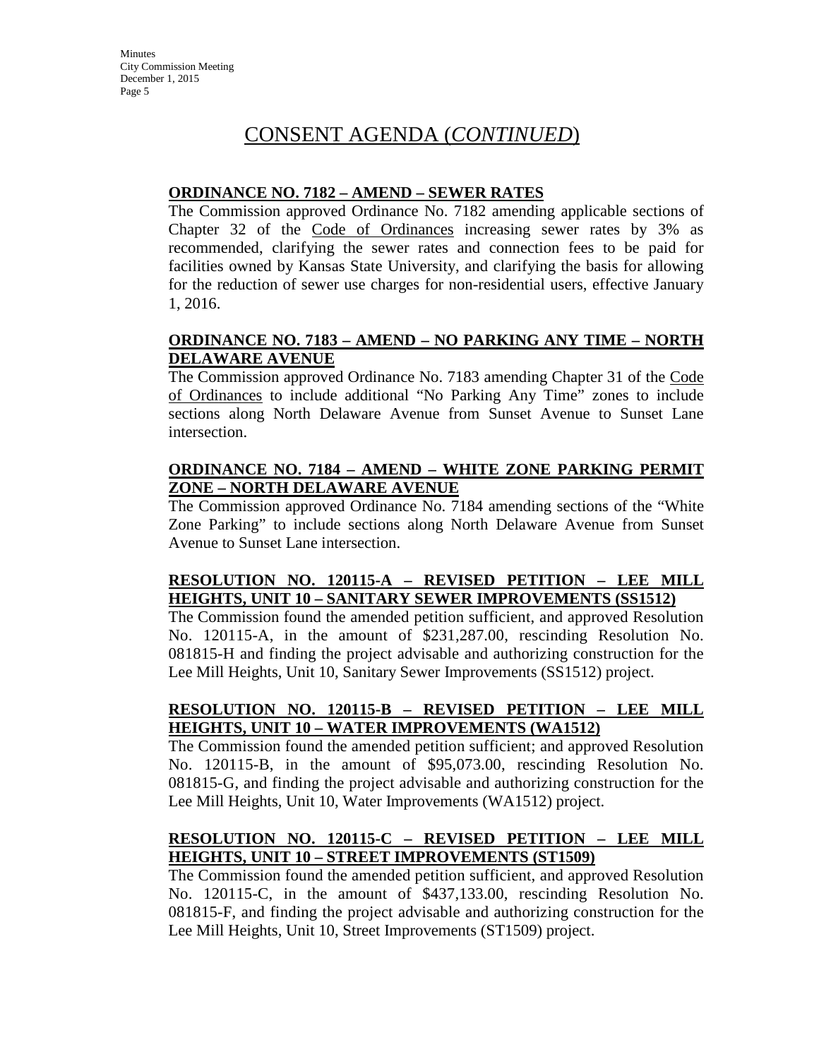# CONSENT AGENDA (*CONTINUED*)

**ORDINANCE NO. 7182 – AMEND – SEWER RATES**

The Commission approved Ordinance No. 7182 amending applicable sections of Chapter 32 of the Code of Ordinances increasing sewer rates by 3% as recommended, clarifying the sewer rates and connection fees to be paid for facilities owned by Kansas State University, and clarifying the basis for allowing for the reduction of sewer use charges for non-residential users, effective January 1, 2016.

**ORDINANCE NO. 7183 – AMEND – NO PARKING ANY TIME – NORTH DELAWARE AVENUE**

The Commission approved Ordinance No. 7183 amending Chapter 31 of the Code of Ordinances to include additional "No Parking Any Time" zones to include sections along North Delaware Avenue from Sunset Avenue to Sunset Lane intersection.

**ORDINANCE NO. 7184 – AMEND – WHITE ZONE PARKING PERMIT ZONE – NORTH DELAWARE AVENUE**

The Commission approved Ordinance No. 7184 amending sections of the "White Zone Parking" to include sections along North Delaware Avenue from Sunset Avenue to Sunset Lane intersection.

**RESOLUTION NO. 120115-A – REVISED PETITION – LEE MILL HEIGHTS, UNIT 10 – SANITARY SEWER IMPROVEMENTS (SS1512)**

The Commission found the amended petition sufficient, and approved Resolution No. 120115-A, in the amount of $231,287.00, rescinding Resolution No. 081815-H and finding the project advisable and authorizing construction for the Lee Mill Heights, Unit 10, Sanitary Sewer Improvements (SS1512) project.

**RESOLUTION NO. 120115-B – REVISED PETITION – LEE MILL HEIGHTS, UNIT 10 – WATER IMPROVEMENTS (WA1512)**

The Commission found the amended petition sufficient; and approved Resolution No. 120115-B, in the amount of $95,073.00, rescinding Resolution No. 081815-G, and finding the project advisable and authorizing construction for the Lee Mill Heights, Unit 10, Water Improvements (WA1512) project.

**RESOLUTION NO. 120115-C – REVISED PETITION – LEE MILL HEIGHTS, UNIT 10 – STREET IMPROVEMENTS (ST1509)**

The Commission found the amended petition sufficient, and approved Resolution No. 120115-C, in the amount of $437,133.00, rescinding Resolution No. 081815-F, and finding the project advisable and authorizing construction for the Lee Mill Heights, Unit 10, Street Improvements (ST1509) project.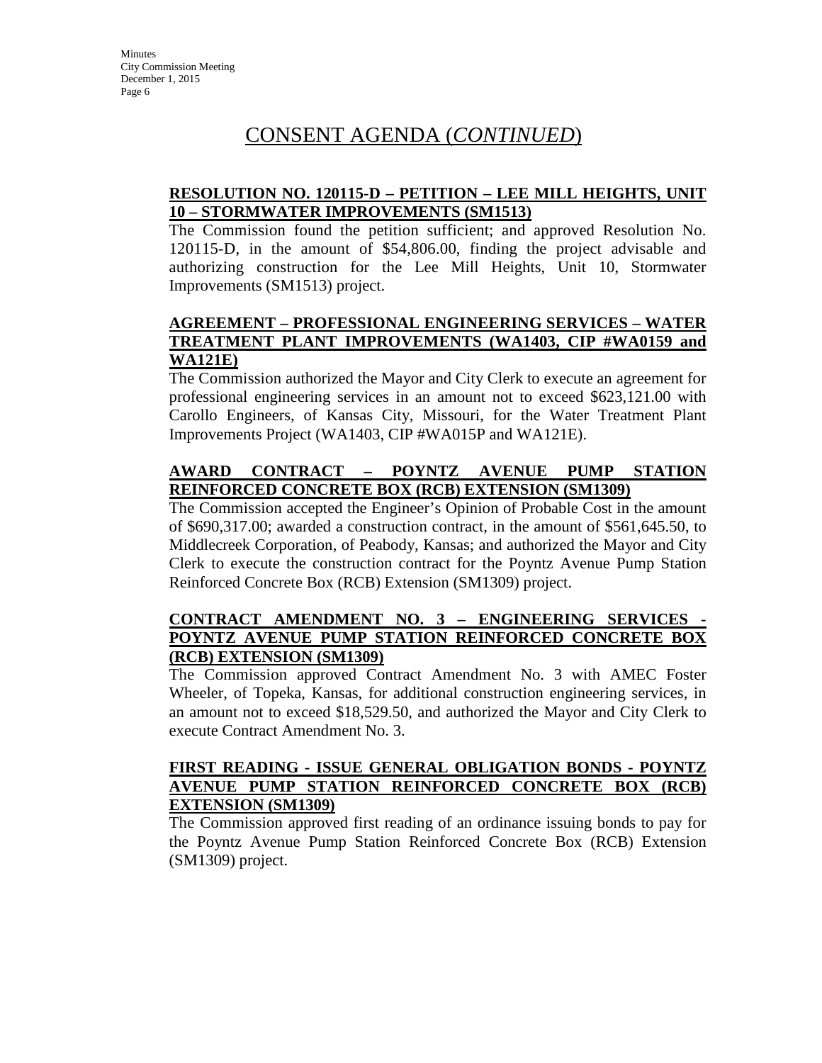# CONSENT AGENDA (*CONTINUED*)

**RESOLUTION NO. 120115-D – PETITION – LEE MILL HEIGHTS, UNIT 10 – STORMWATER IMPROVEMENTS (SM1513)**

The Commission found the petition sufficient; and approved Resolution No. 120115-D, in the amount of $54,806.00, finding the project advisable and authorizing construction for the Lee Mill Heights, Unit 10, Stormwater Improvements (SM1513) project.

**AGREEMENT – PROFESSIONAL ENGINEERING SERVICES – WATER TREATMENT PLANT IMPROVEMENTS (WA1403, CIP #WA0159 and WA121E)**

The Commission authorized the Mayor and City Clerk to execute an agreement for professional engineering services in an amount not to exceed $623,121.00 with Carollo Engineers, of Kansas City, Missouri, for the Water Treatment Plant Improvements Project (WA1403, CIP #WA015P and WA121E).

**AWARD CONTRACT – POYNTZ AVENUE PUMP STATION REINFORCED CONCRETE BOX (RCB) EXTENSION (SM1309)**

The Commission accepted the Engineer's Opinion of Probable Cost in the amount of $690,317.00; awarded a construction contract, in the amount of $561,645.50, to Middlecreek Corporation, of Peabody, Kansas; and authorized the Mayor and City Clerk to execute the construction contract for the Poyntz Avenue Pump Station Reinforced Concrete Box (RCB) Extension (SM1309) project.

**CONTRACT AMENDMENT NO. 3 – ENGINEERING SERVICES - POYNTZ AVENUE PUMP STATION REINFORCED CONCRETE BOX (RCB) EXTENSION (SM1309)**

The Commission approved Contract Amendment No. 3 with AMEC Foster Wheeler, of Topeka, Kansas, for additional construction engineering services, in an amount not to exceed $18,529.50, and authorized the Mayor and City Clerk to execute Contract Amendment No. 3.

**FIRST READING - ISSUE GENERAL OBLIGATION BONDS - POYNTZ AVENUE PUMP STATION REINFORCED CONCRETE BOX (RCB) EXTENSION (SM1309)**

The Commission approved first reading of an ordinance issuing bonds to pay for the Poyntz Avenue Pump Station Reinforced Concrete Box (RCB) Extension (SM1309) project.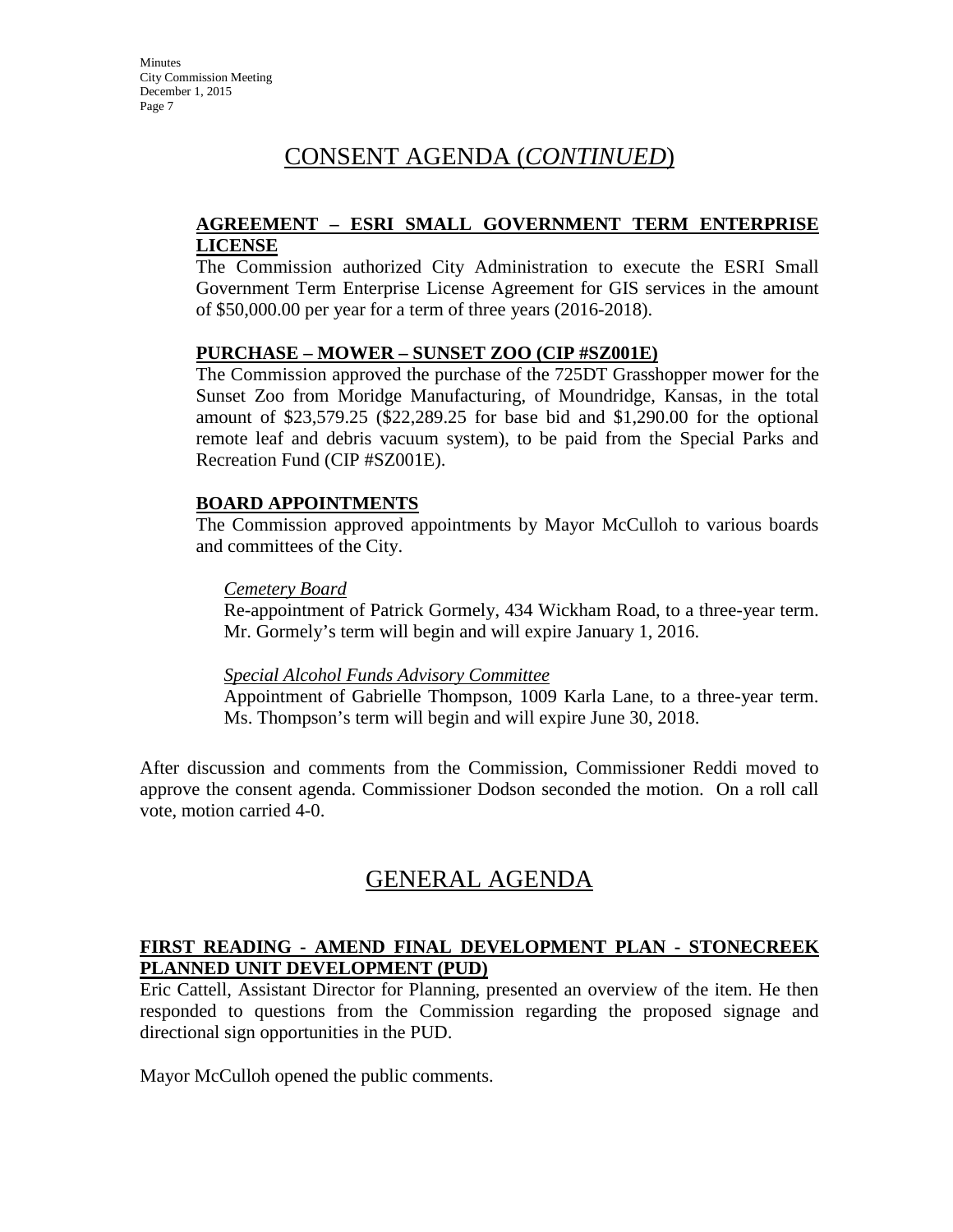# CONSENT AGENDA (*CONTINUED*)

**AGREEMENT – ESRI SMALL GOVERNMENT TERM ENTERPRISE LICENSE**

The Commission authorized City Administration to execute the ESRI Small Government Term Enterprise License Agreement for GIS services in the amount of $50,000.00 per year for a term of three years (2016-2018).

**PURCHASE – MOWER – SUNSET ZOO (CIP #SZ001E)**

The Commission approved the purchase of the 725DT Grasshopper mower for the Sunset Zoo from Moridge Manufacturing, of Moundridge, Kansas, in the total amount of $23,579.25 ($22,289.25 for base bid and $1,290.00 for the optional remote leaf and debris vacuum system), to be paid from the Special Parks and Recreation Fund (CIP #SZ001E).

**BOARD APPOINTMENTS**

The Commission approved appointments by Mayor McCulloh to various boards and committees of the City.

*Cemetery Board*

Re-appointment of Patrick Gormely, 434 Wickham Road, to a three-year term. Mr. Gormely's term will begin and will expire January 1, 2016.

*Special Alcohol Funds Advisory Committee*

Appointment of Gabrielle Thompson, 1009 Karla Lane, to a three-year term. Ms. Thompson's term will begin and will expire June 30, 2018.

After discussion and comments from the Commission, Commissioner Reddi moved to approve the consent agenda. Commissioner Dodson seconded the motion. On a roll call vote, motion carried 4-0.

# GENERAL AGENDA

**FIRST READING - AMEND FINAL DEVELOPMENT PLAN - STONECREEK PLANNED UNIT DEVELOPMENT (PUD)**

Eric Cattell, Assistant Director for Planning, presented an overview of the item. He then responded to questions from the Commission regarding the proposed signage and directional sign opportunities in the PUD.

Mayor McCulloh opened the public comments.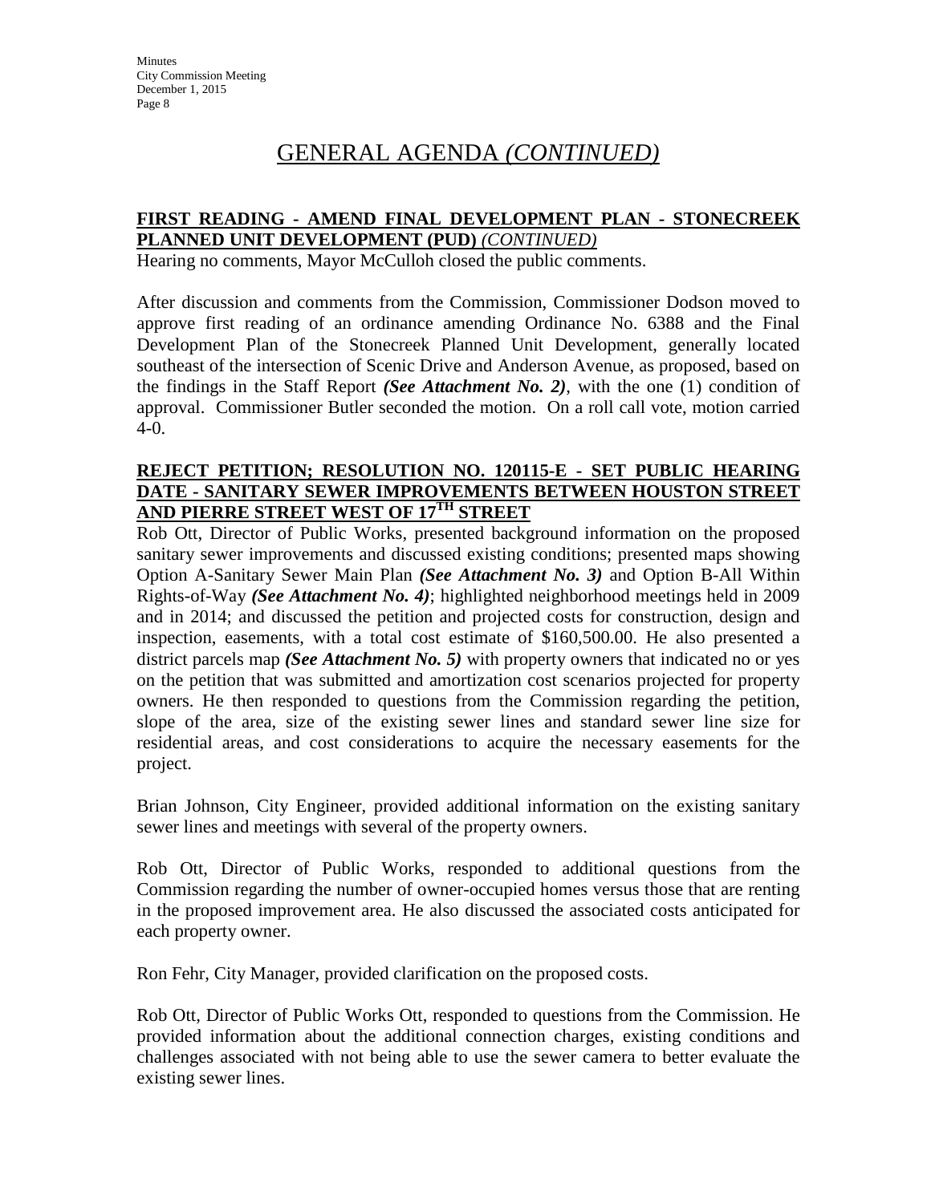# GENERAL AGENDA *(CONTINUED)*

**FIRST READING - AMEND FINAL DEVELOPMENT PLAN - STONECREEK PLANNED UNIT DEVELOPMENT (PUD)** ***(CONTINUED)***

Hearing no comments, Mayor McCulloh closed the public comments.

After discussion and comments from the Commission, Commissioner Dodson moved to approve first reading of an ordinance amending Ordinance No. 6388 and the Final Development Plan of the Stonecreek Planned Unit Development, generally located southeast of the intersection of Scenic Drive and Anderson Avenue, as proposed, based on the findings in the Staff Report ***(See Attachment No. 2)***, with the one (1) condition of approval. Commissioner Butler seconded the motion. On a roll call vote, motion carried 4-0.

**REJECT PETITION; RESOLUTION NO. 120115-E - SET PUBLIC HEARING DATE - SANITARY SEWER IMPROVEMENTS BETWEEN HOUSTON STREET AND PIERRE STREET WEST OF 17TH STREET**

Rob Ott, Director of Public Works, presented background information on the proposed sanitary sewer improvements and discussed existing conditions; presented maps showing Option A-Sanitary Sewer Main Plan ***(See Attachment No. 3)*** and Option B-All Within Rights-of-Way ***(See Attachment No. 4)***; highlighted neighborhood meetings held in 2009 and in 2014; and discussed the petition and projected costs for construction, design and inspection, easements, with a total cost estimate of $160,500.00. He also presented a district parcels map ***(See Attachment No. 5)*** with property owners that indicated no or yes on the petition that was submitted and amortization cost scenarios projected for property owners. He then responded to questions from the Commission regarding the petition, slope of the area, size of the existing sewer lines and standard sewer line size for residential areas, and cost considerations to acquire the necessary easements for the project.

Brian Johnson, City Engineer, provided additional information on the existing sanitary sewer lines and meetings with several of the property owners.

Rob Ott, Director of Public Works, responded to additional questions from the Commission regarding the number of owner-occupied homes versus those that are renting in the proposed improvement area. He also discussed the associated costs anticipated for each property owner.

Ron Fehr, City Manager, provided clarification on the proposed costs.

Rob Ott, Director of Public Works Ott, responded to questions from the Commission. He provided information about the additional connection charges, existing conditions and challenges associated with not being able to use the sewer camera to better evaluate the existing sewer lines.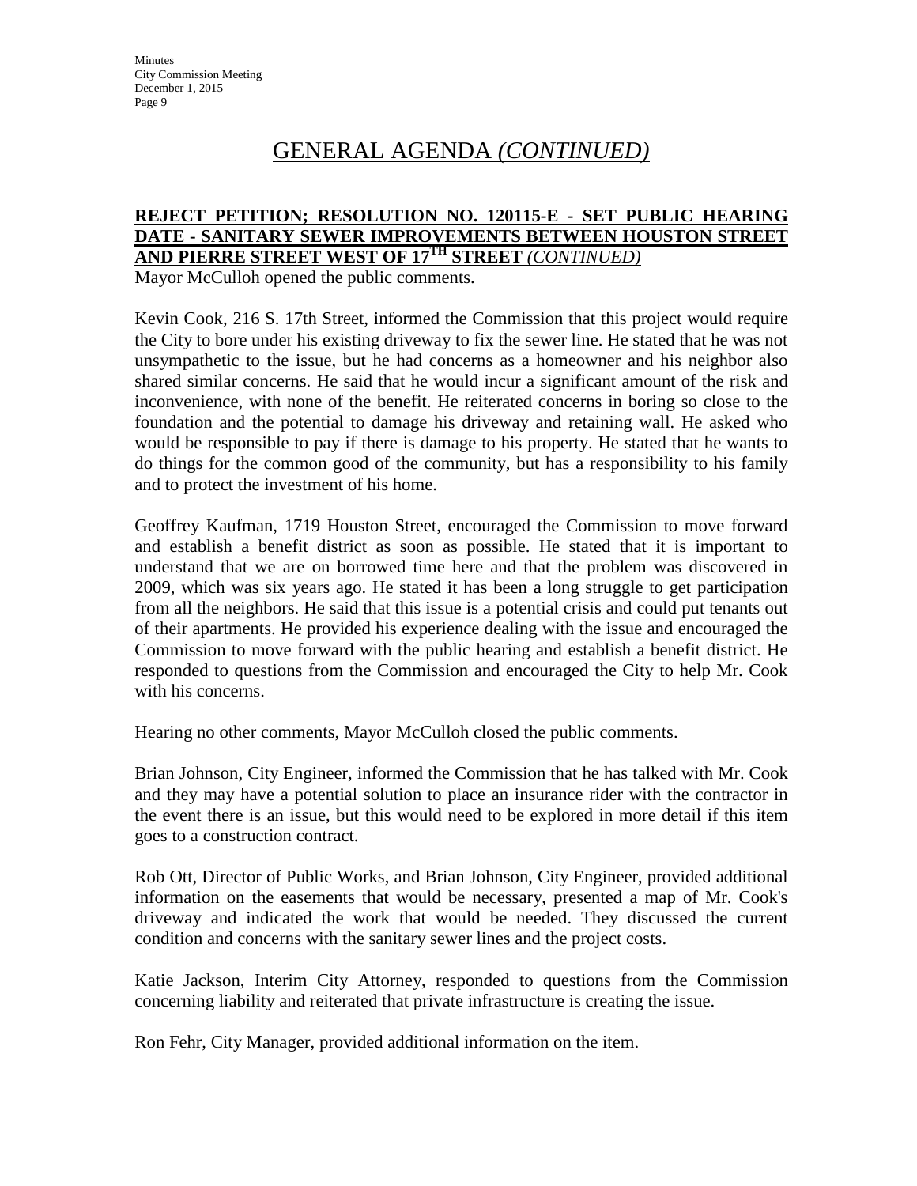# GENERAL AGENDA *(CONTINUED)*

**REJECT PETITION; RESOLUTION NO. 120115-E - SET PUBLIC HEARING DATE - SANITARY SEWER IMPROVEMENTS BETWEEN HOUSTON STREET AND PIERRE STREET WEST OF 17TH STREET** *(CONTINUED)*

Mayor McCulloh opened the public comments.

Kevin Cook, 216 S. 17th Street, informed the Commission that this project would require the City to bore under his existing driveway to fix the sewer line. He stated that he was not unsympathetic to the issue, but he had concerns as a homeowner and his neighbor also shared similar concerns. He said that he would incur a significant amount of the risk and inconvenience, with none of the benefit. He reiterated concerns in boring so close to the foundation and the potential to damage his driveway and retaining wall. He asked who would be responsible to pay if there is damage to his property. He stated that he wants to do things for the common good of the community, but has a responsibility to his family and to protect the investment of his home.

Geoffrey Kaufman, 1719 Houston Street, encouraged the Commission to move forward and establish a benefit district as soon as possible. He stated that it is important to understand that we are on borrowed time here and that the problem was discovered in 2009, which was six years ago. He stated it has been a long struggle to get participation from all the neighbors. He said that this issue is a potential crisis and could put tenants out of their apartments. He provided his experience dealing with the issue and encouraged the Commission to move forward with the public hearing and establish a benefit district. He responded to questions from the Commission and encouraged the City to help Mr. Cook with his concerns.

Hearing no other comments, Mayor McCulloh closed the public comments.

Brian Johnson, City Engineer, informed the Commission that he has talked with Mr. Cook and they may have a potential solution to place an insurance rider with the contractor in the event there is an issue, but this would need to be explored in more detail if this item goes to a construction contract.

Rob Ott, Director of Public Works, and Brian Johnson, City Engineer, provided additional information on the easements that would be necessary, presented a map of Mr. Cook's driveway and indicated the work that would be needed. They discussed the current condition and concerns with the sanitary sewer lines and the project costs.

Katie Jackson, Interim City Attorney, responded to questions from the Commission concerning liability and reiterated that private infrastructure is creating the issue.

Ron Fehr, City Manager, provided additional information on the item.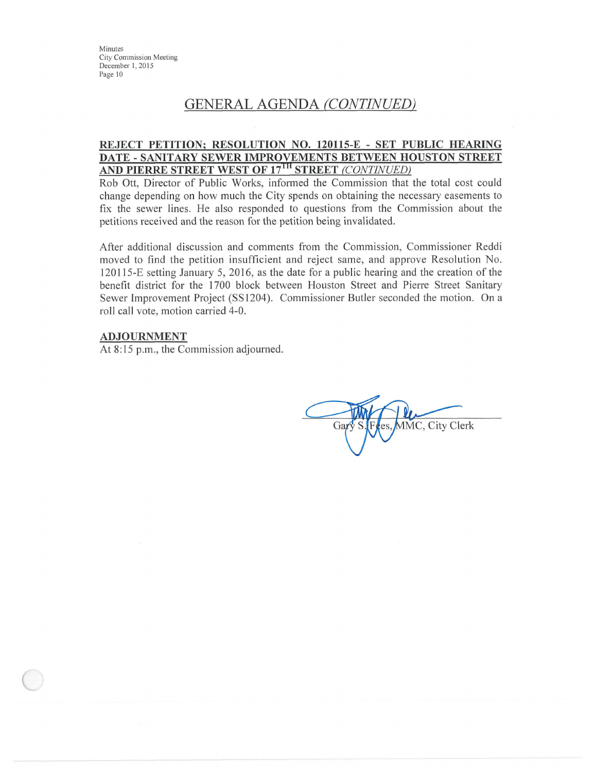## GENERAL AGENDA *(CONTINUED)*

**REJECT PETITION; RESOLUTION NO. 120115-E - SET PUBLIC HEARING DATE - SANITARY SEWER IMPROVEMENTS BETWEEN HOUSTON STREET AND PIERRE STREET WEST OF 17TH STREET** *(CONTINUED)*

Rob Ott, Director of Public Works, informed the Commission that the total cost could change depending on how much the City spends on obtaining the necessary easements to fix the sewer lines. He also responded to questions from the Commission about the petitions received and the reason for the petition being invalidated.

After additional discussion and comments from the Commission, Commissioner Reddi moved to find the petition insufficient and reject same, and approve Resolution No. 120115-E setting January 5, 2016, as the date for a public hearing and the creation of the benefit district for the 1700 block between Houston Street and Pierre Street Sanitary Sewer Improvement Project (SS1204). Commissioner Butler seconded the motion. On a roll call vote, motion carried 4-0.

**ADJOURNMENT**

At 8:15 p.m., the Commission adjourned.

Gary S. Fees, MMC, City Clerk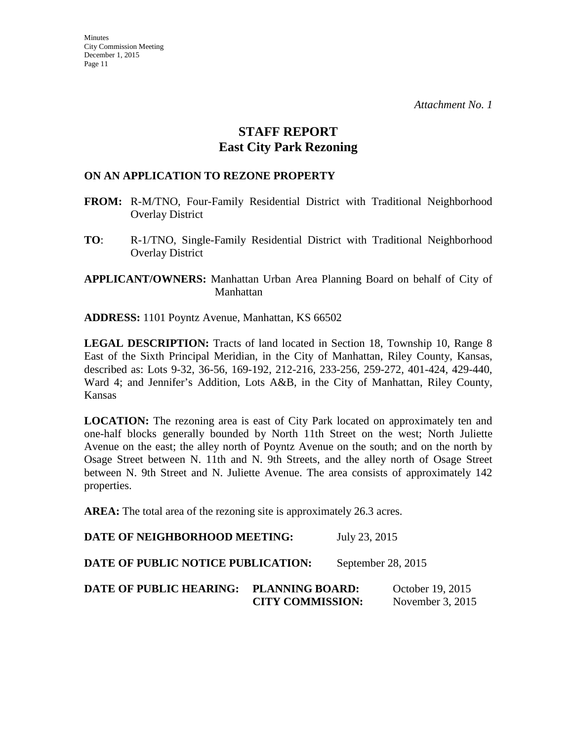*Attachment No. 1*

# STAFF REPORT
## East City Park Rezoning

### ON AN APPLICATION TO REZONE PROPERTY

**FROM:** R-M/TNO, Four-Family Residential District with Traditional Neighborhood Overlay District

**TO**: R-1/TNO, Single-Family Residential District with Traditional Neighborhood Overlay District

**APPLICANT/OWNERS:** Manhattan Urban Area Planning Board on behalf of City of Manhattan

**ADDRESS:** 1101 Poyntz Avenue, Manhattan, KS 66502

**LEGAL DESCRIPTION:** Tracts of land located in Section 18, Township 10, Range 8 East of the Sixth Principal Meridian, in the City of Manhattan, Riley County, Kansas, described as: Lots 9-32, 36-56, 169-192, 212-216, 233-256, 259-272, 401-424, 429-440, Ward 4; and Jennifer's Addition, Lots A&B, in the City of Manhattan, Riley County, Kansas

**LOCATION:** The rezoning area is east of City Park located on approximately ten and one-half blocks generally bounded by North 11th Street on the west; North Juliette Avenue on the east; the alley north of Poyntz Avenue on the south; and on the north by Osage Street between N. 11th and N. 9th Streets, and the alley north of Osage Street between N. 9th Street and N. Juliette Avenue. The area consists of approximately 142 properties.

**AREA:** The total area of the rezoning site is approximately 26.3 acres.

**DATE OF NEIGHBORHOOD MEETING:** July 23, 2015

**DATE OF PUBLIC NOTICE PUBLICATION:** September 28, 2015

**DATE OF PUBLIC HEARING:**
**PLANNING BOARD:** October 19, 2015
**CITY COMMISSION:** November 3, 2015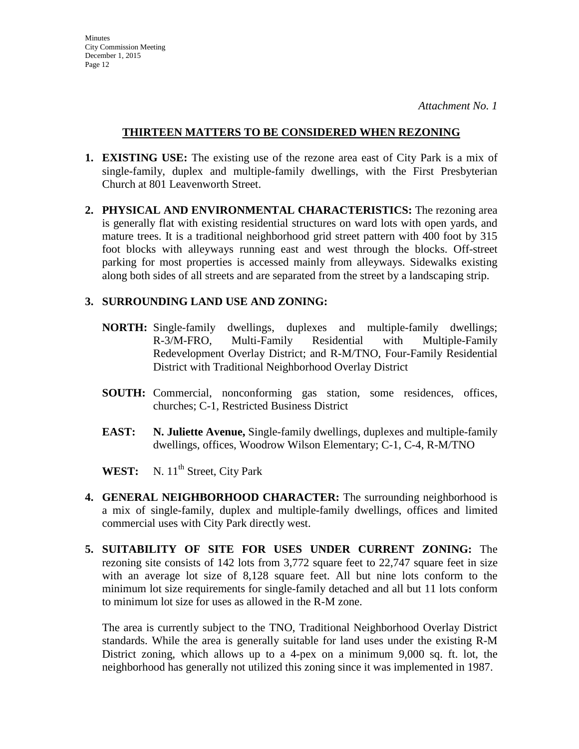*Attachment No. 1*

## THIRTEEN MATTERS TO BE CONSIDERED WHEN REZONING

1. **EXISTING USE:** The existing use of the rezone area east of City Park is a mix of single-family, duplex and multiple-family dwellings, with the First Presbyterian Church at 801 Leavenworth Street.

2. **PHYSICAL AND ENVIRONMENTAL CHARACTERISTICS:** The rezoning area is generally flat with existing residential structures on ward lots with open yards, and mature trees. It is a traditional neighborhood grid street pattern with 400 foot by 315 foot blocks with alleyways running east and west through the blocks. Off-street parking for most properties is accessed mainly from alleyways. Sidewalks existing along both sides of all streets and are separated from the street by a landscaping strip.

3. **SURROUNDING LAND USE AND ZONING:**

   **NORTH:** Single-family dwellings, duplexes and multiple-family dwellings; R-3/M-FRO, Multi-Family Residential with Multiple-Family Redevelopment Overlay District; and R-M/TNO, Four-Family Residential District with Traditional Neighborhood Overlay District

   **SOUTH:** Commercial, nonconforming gas station, some residences, offices, churches; C-1, Restricted Business District

   **EAST:** **N. Juliette Avenue,** Single-family dwellings, duplexes and multiple-family dwellings, offices, Woodrow Wilson Elementary; C-1, C-4, R-M/TNO

   **WEST:** N. 11th Street, City Park

4. **GENERAL NEIGHBORHOOD CHARACTER:** The surrounding neighborhood is a mix of single-family, duplex and multiple-family dwellings, offices and limited commercial uses with City Park directly west.

5. **SUITABILITY OF SITE FOR USES UNDER CURRENT ZONING:** The rezoning site consists of 142 lots from 3,772 square feet to 22,747 square feet in size with an average lot size of 8,128 square feet. All but nine lots conform to the minimum lot size requirements for single-family detached and all but 11 lots conform to minimum lot size for uses as allowed in the R-M zone.

   The area is currently subject to the TNO, Traditional Neighborhood Overlay District standards. While the area is generally suitable for land uses under the existing R-M District zoning, which allows up to a 4-pex on a minimum 9,000 sq. ft. lot, the neighborhood has generally not utilized this zoning since it was implemented in 1987.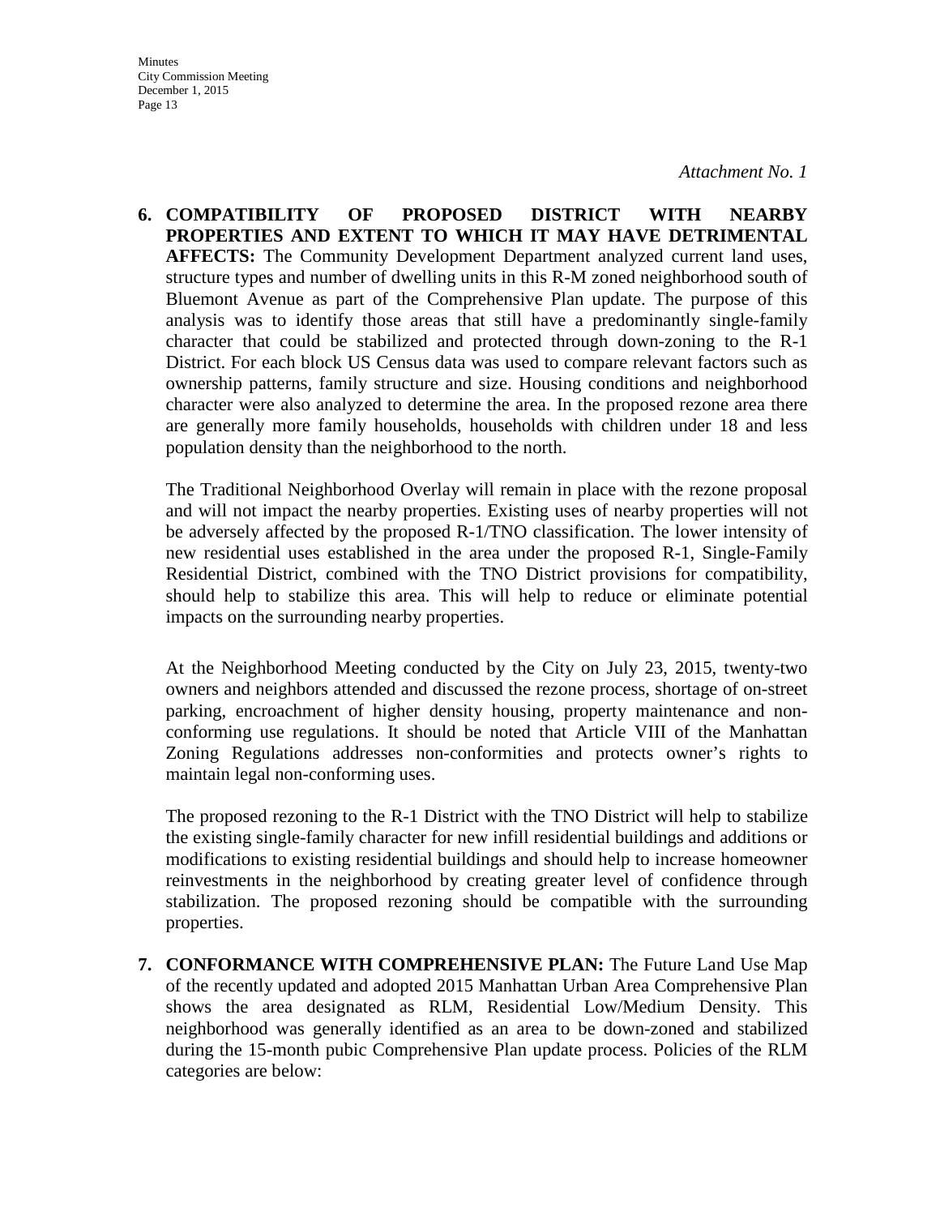*Attachment No. 1*

6. **COMPATIBILITY OF PROPOSED DISTRICT WITH NEARBY PROPERTIES AND EXTENT TO WHICH IT MAY HAVE DETRIMENTAL AFFECTS:** The Community Development Department analyzed current land uses, structure types and number of dwelling units in this R-M zoned neighborhood south of Bluemont Avenue as part of the Comprehensive Plan update. The purpose of this analysis was to identify those areas that still have a predominantly single-family character that could be stabilized and protected through down-zoning to the R-1 District. For each block US Census data was used to compare relevant factors such as ownership patterns, family structure and size. Housing conditions and neighborhood character were also analyzed to determine the area. In the proposed rezone area there are generally more family households, households with children under 18 and less population density than the neighborhood to the north.

   The Traditional Neighborhood Overlay will remain in place with the rezone proposal and will not impact the nearby properties. Existing uses of nearby properties will not be adversely affected by the proposed R-1/TNO classification. The lower intensity of new residential uses established in the area under the proposed R-1, Single-Family Residential District, combined with the TNO District provisions for compatibility, should help to stabilize this area. This will help to reduce or eliminate potential impacts on the surrounding nearby properties.

   At the Neighborhood Meeting conducted by the City on July 23, 2015, twenty-two owners and neighbors attended and discussed the rezone process, shortage of on-street parking, encroachment of higher density housing, property maintenance and non-conforming use regulations. It should be noted that Article VIII of the Manhattan Zoning Regulations addresses non-conformities and protects owner's rights to maintain legal non-conforming uses.

   The proposed rezoning to the R-1 District with the TNO District will help to stabilize the existing single-family character for new infill residential buildings and additions or modifications to existing residential buildings and should help to increase homeowner reinvestments in the neighborhood by creating greater level of confidence through stabilization. The proposed rezoning should be compatible with the surrounding properties.

7. **CONFORMANCE WITH COMPREHENSIVE PLAN:** The Future Land Use Map of the recently updated and adopted 2015 Manhattan Urban Area Comprehensive Plan shows the area designated as RLM, Residential Low/Medium Density. This neighborhood was generally identified as an area to be down-zoned and stabilized during the 15-month pubic Comprehensive Plan update process. Policies of the RLM categories are below: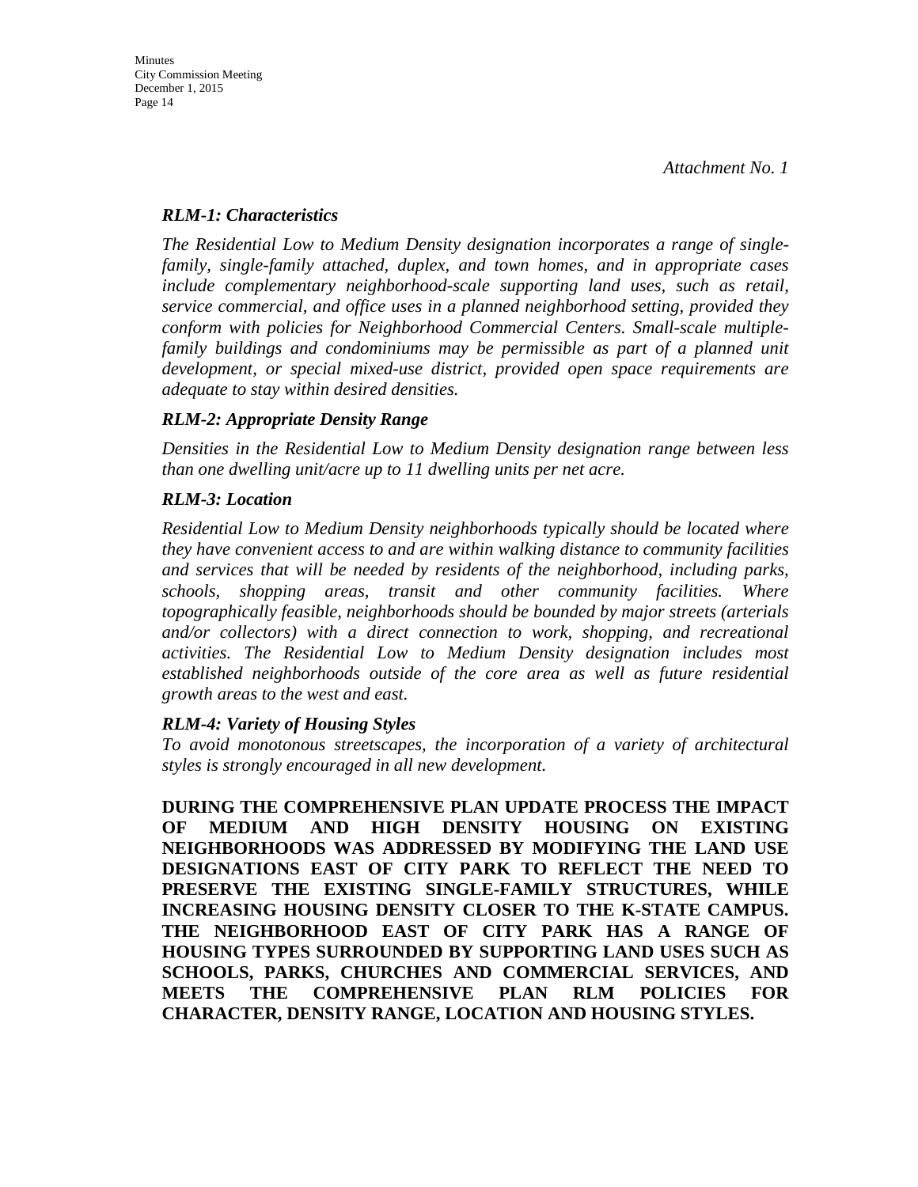*Attachment No. 1*

***RLM-1: Characteristics***

*The Residential Low to Medium Density designation incorporates a range of single-family, single-family attached, duplex, and town homes, and in appropriate cases include complementary neighborhood-scale supporting land uses, such as retail, service commercial, and office uses in a planned neighborhood setting, provided they conform with policies for Neighborhood Commercial Centers. Small-scale multiple-family buildings and condominiums may be permissible as part of a planned unit development, or special mixed-use district, provided open space requirements are adequate to stay within desired densities.*

***RLM-2: Appropriate Density Range***

*Densities in the Residential Low to Medium Density designation range between less than one dwelling unit/acre up to 11 dwelling units per net acre.*

***RLM-3: Location***

*Residential Low to Medium Density neighborhoods typically should be located where they have convenient access to and are within walking distance to community facilities and services that will be needed by residents of the neighborhood, including parks, schools, shopping areas, transit and other community facilities. Where topographically feasible, neighborhoods should be bounded by major streets (arterials and/or collectors) with a direct connection to work, shopping, and recreational activities. The Residential Low to Medium Density designation includes most established neighborhoods outside of the core area as well as future residential growth areas to the west and east.*

***RLM-4: Variety of Housing Styles***

*To avoid monotonous streetscapes, the incorporation of a variety of architectural styles is strongly encouraged in all new development.*

**DURING THE COMPREHENSIVE PLAN UPDATE PROCESS THE IMPACT OF MEDIUM AND HIGH DENSITY HOUSING ON EXISTING NEIGHBORHOODS WAS ADDRESSED BY MODIFYING THE LAND USE DESIGNATIONS EAST OF CITY PARK TO REFLECT THE NEED TO PRESERVE THE EXISTING SINGLE-FAMILY STRUCTURES, WHILE INCREASING HOUSING DENSITY CLOSER TO THE K-STATE CAMPUS. THE NEIGHBORHOOD EAST OF CITY PARK HAS A RANGE OF HOUSING TYPES SURROUNDED BY SUPPORTING LAND USES SUCH AS SCHOOLS, PARKS, CHURCHES AND COMMERCIAL SERVICES, AND MEETS THE COMPREHENSIVE PLAN RLM POLICIES FOR CHARACTER, DENSITY RANGE, LOCATION AND HOUSING STYLES.**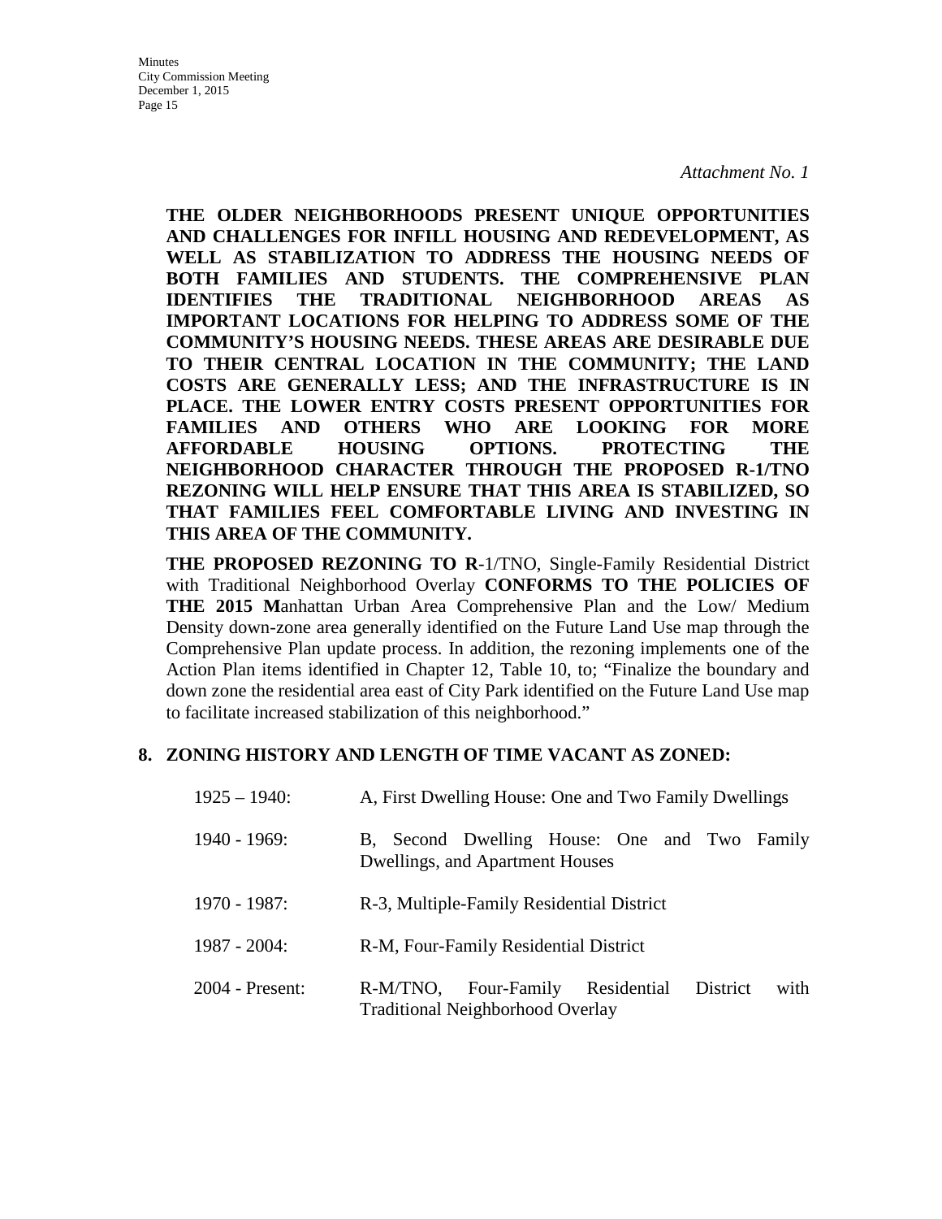*Attachment No. 1*

**THE OLDER NEIGHBORHOODS PRESENT UNIQUE OPPORTUNITIES AND CHALLENGES FOR INFILL HOUSING AND REDEVELOPMENT, AS WELL AS STABILIZATION TO ADDRESS THE HOUSING NEEDS OF BOTH FAMILIES AND STUDENTS. THE COMPREHENSIVE PLAN IDENTIFIES THE TRADITIONAL NEIGHBORHOOD AREAS AS IMPORTANT LOCATIONS FOR HELPING TO ADDRESS SOME OF THE COMMUNITY'S HOUSING NEEDS. THESE AREAS ARE DESIRABLE DUE TO THEIR CENTRAL LOCATION IN THE COMMUNITY; THE LAND COSTS ARE GENERALLY LESS; AND THE INFRASTRUCTURE IS IN PLACE. THE LOWER ENTRY COSTS PRESENT OPPORTUNITIES FOR FAMILIES AND OTHERS WHO ARE LOOKING FOR MORE AFFORDABLE HOUSING OPTIONS. PROTECTING THE NEIGHBORHOOD CHARACTER THROUGH THE PROPOSED R-1/TNO REZONING WILL HELP ENSURE THAT THIS AREA IS STABILIZED, SO THAT FAMILIES FEEL COMFORTABLE LIVING AND INVESTING IN THIS AREA OF THE COMMUNITY.**

**THE PROPOSED REZONING TO R**-1/TNO, Single-Family Residential District with Traditional Neighborhood Overlay **CONFORMS TO THE POLICIES OF THE 2015 M**anhattan Urban Area Comprehensive Plan and the Low/ Medium Density down-zone area generally identified on the Future Land Use map through the Comprehensive Plan update process. In addition, the rezoning implements one of the Action Plan items identified in Chapter 12, Table 10, to; "Finalize the boundary and down zone the residential area east of City Park identified on the Future Land Use map to facilitate increased stabilization of this neighborhood."

**8. ZONING HISTORY AND LENGTH OF TIME VACANT AS ZONED:**

| | |
|---|---|
| 1925 – 1940: | A, First Dwelling House: One and Two Family Dwellings |
| 1940 - 1969: | B, Second Dwelling House: One and Two Family Dwellings, and Apartment Houses |
| 1970 - 1987: | R-3, Multiple-Family Residential District |
| 1987 - 2004: | R-M, Four-Family Residential District |
| 2004 - Present: | R-M/TNO, Four-Family Residential District with Traditional Neighborhood Overlay |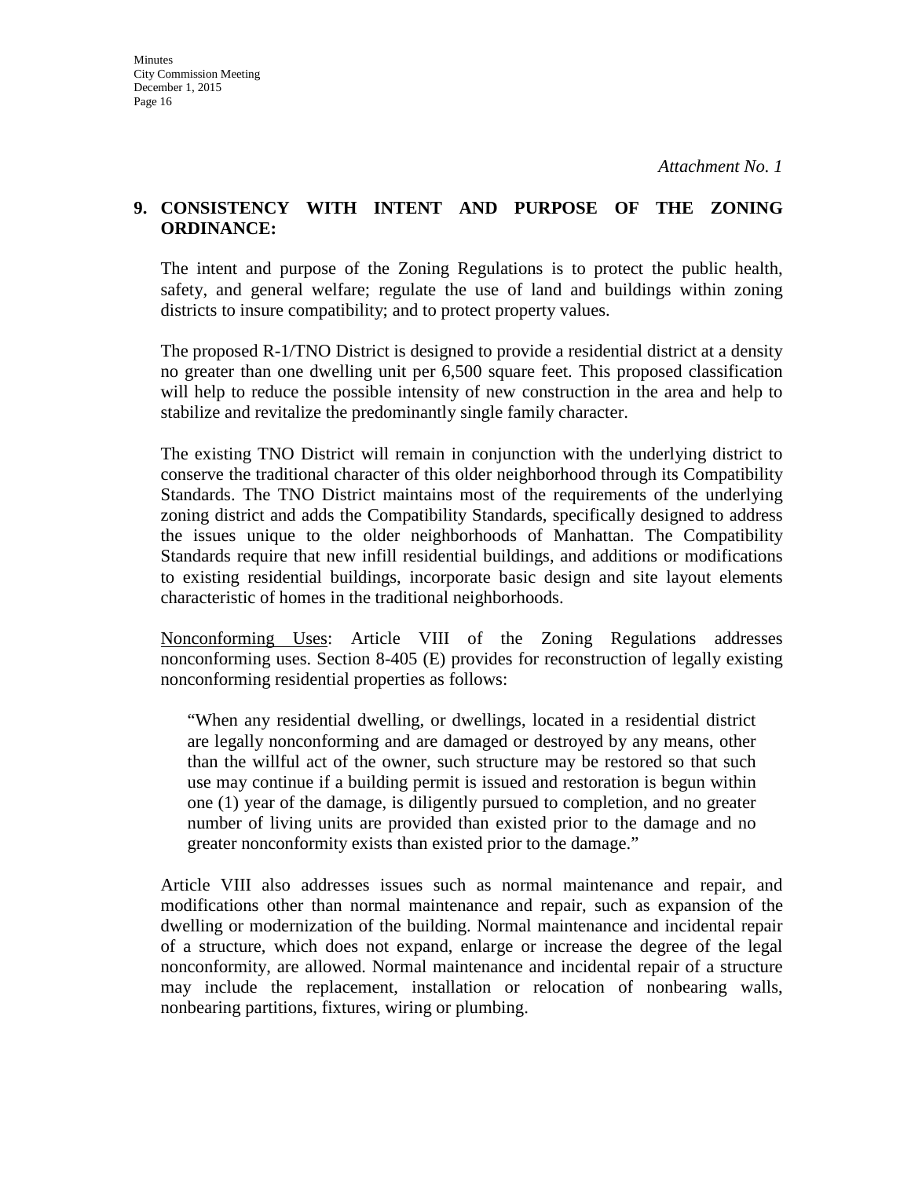*Attachment No. 1*

**9. CONSISTENCY WITH INTENT AND PURPOSE OF THE ZONING ORDINANCE:**

The intent and purpose of the Zoning Regulations is to protect the public health, safety, and general welfare; regulate the use of land and buildings within zoning districts to insure compatibility; and to protect property values.

The proposed R-1/TNO District is designed to provide a residential district at a density no greater than one dwelling unit per 6,500 square feet. This proposed classification will help to reduce the possible intensity of new construction in the area and help to stabilize and revitalize the predominantly single family character.

The existing TNO District will remain in conjunction with the underlying district to conserve the traditional character of this older neighborhood through its Compatibility Standards. The TNO District maintains most of the requirements of the underlying zoning district and adds the Compatibility Standards, specifically designed to address the issues unique to the older neighborhoods of Manhattan. The Compatibility Standards require that new infill residential buildings, and additions or modifications to existing residential buildings, incorporate basic design and site layout elements characteristic of homes in the traditional neighborhoods.

<u>Nonconforming Uses</u>: Article VIII of the Zoning Regulations addresses nonconforming uses. Section 8-405 (E) provides for reconstruction of legally existing nonconforming residential properties as follows:

> "When any residential dwelling, or dwellings, located in a residential district are legally nonconforming and are damaged or destroyed by any means, other than the willful act of the owner, such structure may be restored so that such use may continue if a building permit is issued and restoration is begun within one (1) year of the damage, is diligently pursued to completion, and no greater number of living units are provided than existed prior to the damage and no greater nonconformity exists than existed prior to the damage."

Article VIII also addresses issues such as normal maintenance and repair, and modifications other than normal maintenance and repair, such as expansion of the dwelling or modernization of the building. Normal maintenance and incidental repair of a structure, which does not expand, enlarge or increase the degree of the legal nonconformity, are allowed. Normal maintenance and incidental repair of a structure may include the replacement, installation or relocation of nonbearing walls, nonbearing partitions, fixtures, wiring or plumbing.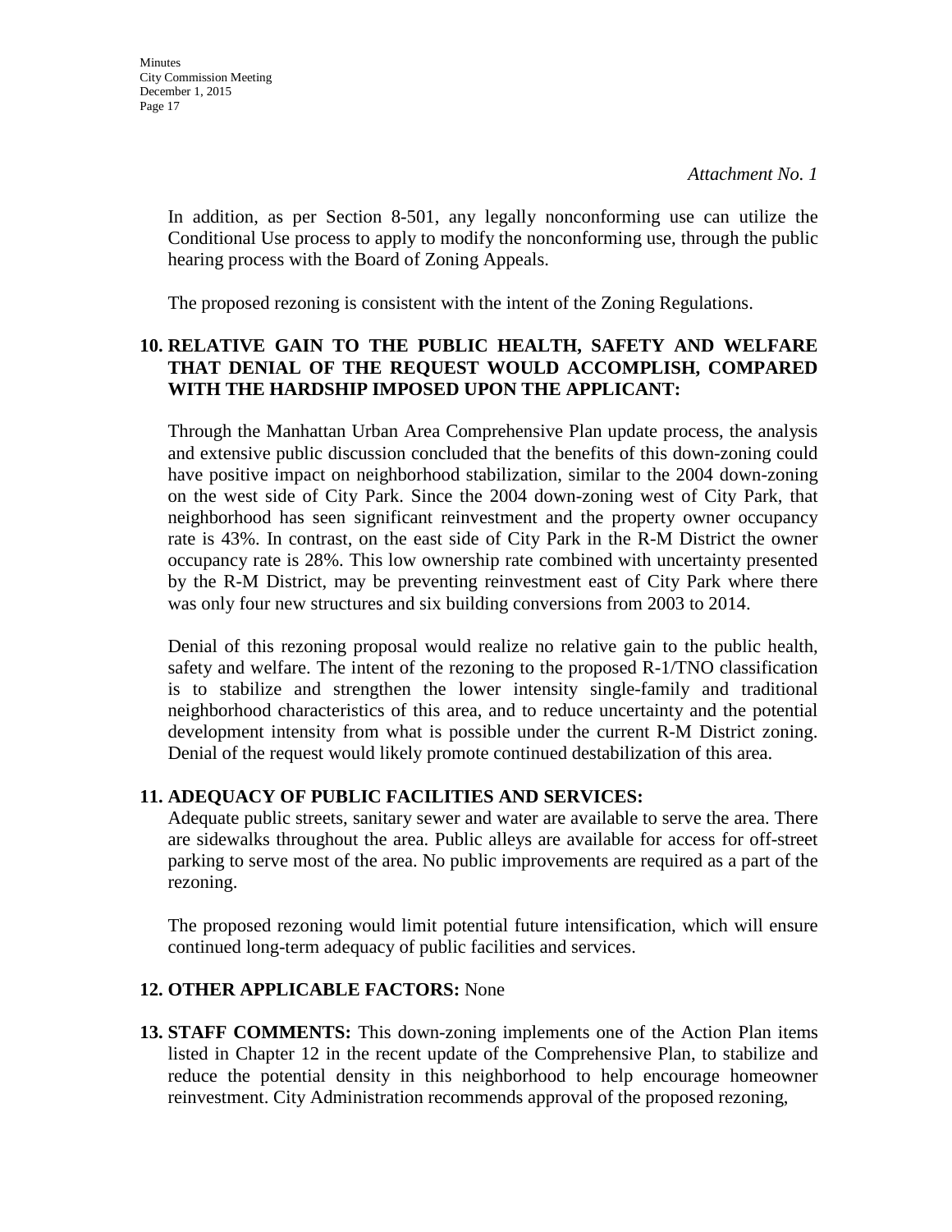*Attachment No. 1*

In addition, as per Section 8-501, any legally nonconforming use can utilize the Conditional Use process to apply to modify the nonconforming use, through the public hearing process with the Board of Zoning Appeals.

The proposed rezoning is consistent with the intent of the Zoning Regulations.

**10. RELATIVE GAIN TO THE PUBLIC HEALTH, SAFETY AND WELFARE THAT DENIAL OF THE REQUEST WOULD ACCOMPLISH, COMPARED WITH THE HARDSHIP IMPOSED UPON THE APPLICANT:**

Through the Manhattan Urban Area Comprehensive Plan update process, the analysis and extensive public discussion concluded that the benefits of this down-zoning could have positive impact on neighborhood stabilization, similar to the 2004 down-zoning on the west side of City Park. Since the 2004 down-zoning west of City Park, that neighborhood has seen significant reinvestment and the property owner occupancy rate is 43%. In contrast, on the east side of City Park in the R-M District the owner occupancy rate is 28%. This low ownership rate combined with uncertainty presented by the R-M District, may be preventing reinvestment east of City Park where there was only four new structures and six building conversions from 2003 to 2014.

Denial of this rezoning proposal would realize no relative gain to the public health, safety and welfare. The intent of the rezoning to the proposed R-1/TNO classification is to stabilize and strengthen the lower intensity single-family and traditional neighborhood characteristics of this area, and to reduce uncertainty and the potential development intensity from what is possible under the current R-M District zoning. Denial of the request would likely promote continued destabilization of this area.

**11. ADEQUACY OF PUBLIC FACILITIES AND SERVICES:**

Adequate public streets, sanitary sewer and water are available to serve the area. There are sidewalks throughout the area. Public alleys are available for access for off-street parking to serve most of the area. No public improvements are required as a part of the rezoning.

The proposed rezoning would limit potential future intensification, which will ensure continued long-term adequacy of public facilities and services.

**12. OTHER APPLICABLE FACTORS:** None

**13. STAFF COMMENTS:** This down-zoning implements one of the Action Plan items listed in Chapter 12 in the recent update of the Comprehensive Plan, to stabilize and reduce the potential density in this neighborhood to help encourage homeowner reinvestment. City Administration recommends approval of the proposed rezoning,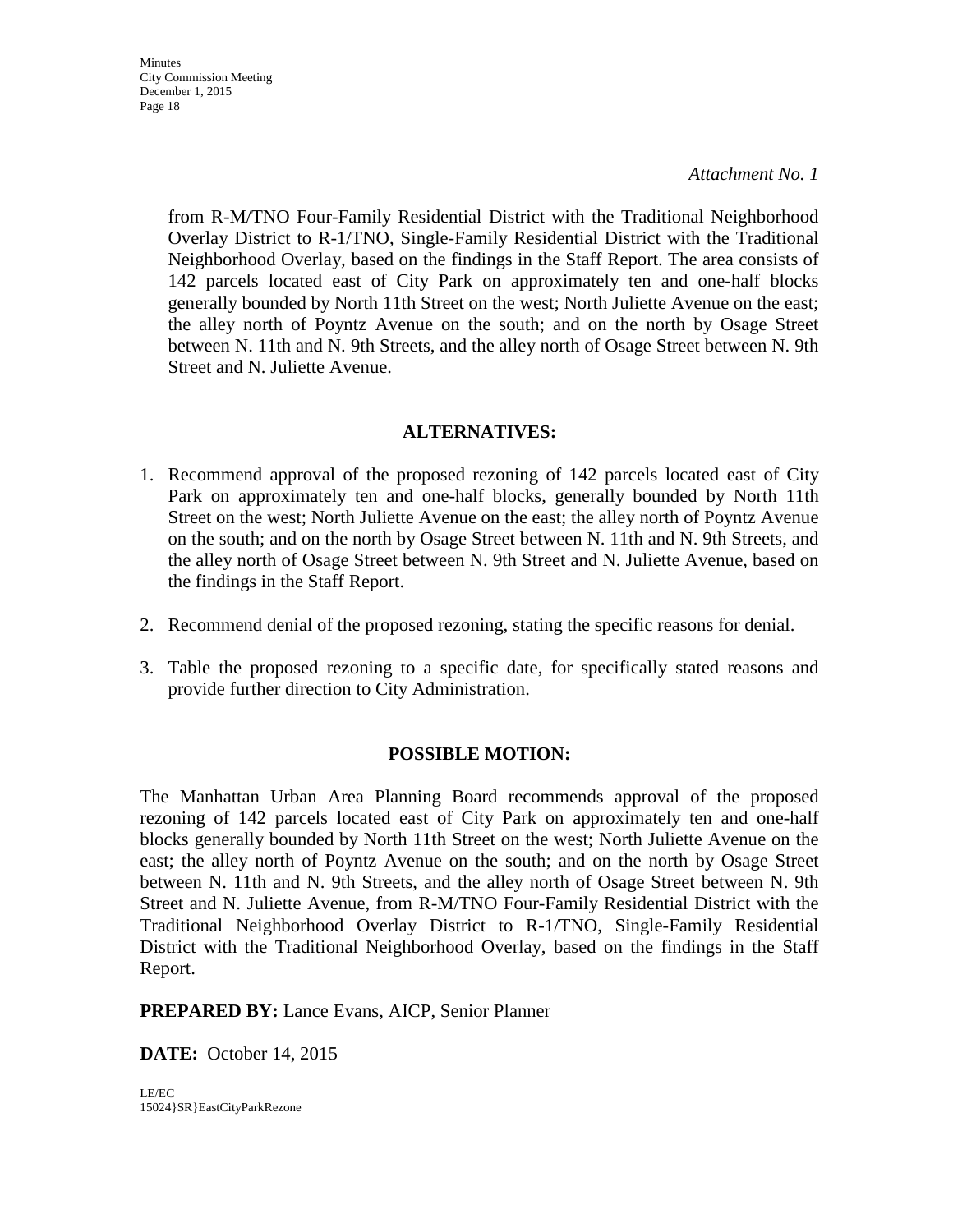*Attachment No. 1*

from R-M/TNO Four-Family Residential District with the Traditional Neighborhood Overlay District to R-1/TNO, Single-Family Residential District with the Traditional Neighborhood Overlay, based on the findings in the Staff Report. The area consists of 142 parcels located east of City Park on approximately ten and one-half blocks generally bounded by North 11th Street on the west; North Juliette Avenue on the east; the alley north of Poyntz Avenue on the south; and on the north by Osage Street between N. 11th and N. 9th Streets, and the alley north of Osage Street between N. 9th Street and N. Juliette Avenue.

## ALTERNATIVES:

1. Recommend approval of the proposed rezoning of 142 parcels located east of City Park on approximately ten and one-half blocks, generally bounded by North 11th Street on the west; North Juliette Avenue on the east; the alley north of Poyntz Avenue on the south; and on the north by Osage Street between N. 11th and N. 9th Streets, and the alley north of Osage Street between N. 9th Street and N. Juliette Avenue, based on the findings in the Staff Report.

2. Recommend denial of the proposed rezoning, stating the specific reasons for denial.

3. Table the proposed rezoning to a specific date, for specifically stated reasons and provide further direction to City Administration.

## POSSIBLE MOTION:

The Manhattan Urban Area Planning Board recommends approval of the proposed rezoning of 142 parcels located east of City Park on approximately ten and one-half blocks generally bounded by North 11th Street on the west; North Juliette Avenue on the east; the alley north of Poyntz Avenue on the south; and on the north by Osage Street between N. 11th and N. 9th Streets, and the alley north of Osage Street between N. 9th Street and N. Juliette Avenue, from R-M/TNO Four-Family Residential District with the Traditional Neighborhood Overlay District to R-1/TNO, Single-Family Residential District with the Traditional Neighborhood Overlay, based on the findings in the Staff Report.

**PREPARED BY:** Lance Evans, AICP, Senior Planner

**DATE:** October 14, 2015

LE/EC
15024}SR}EastCityParkRezone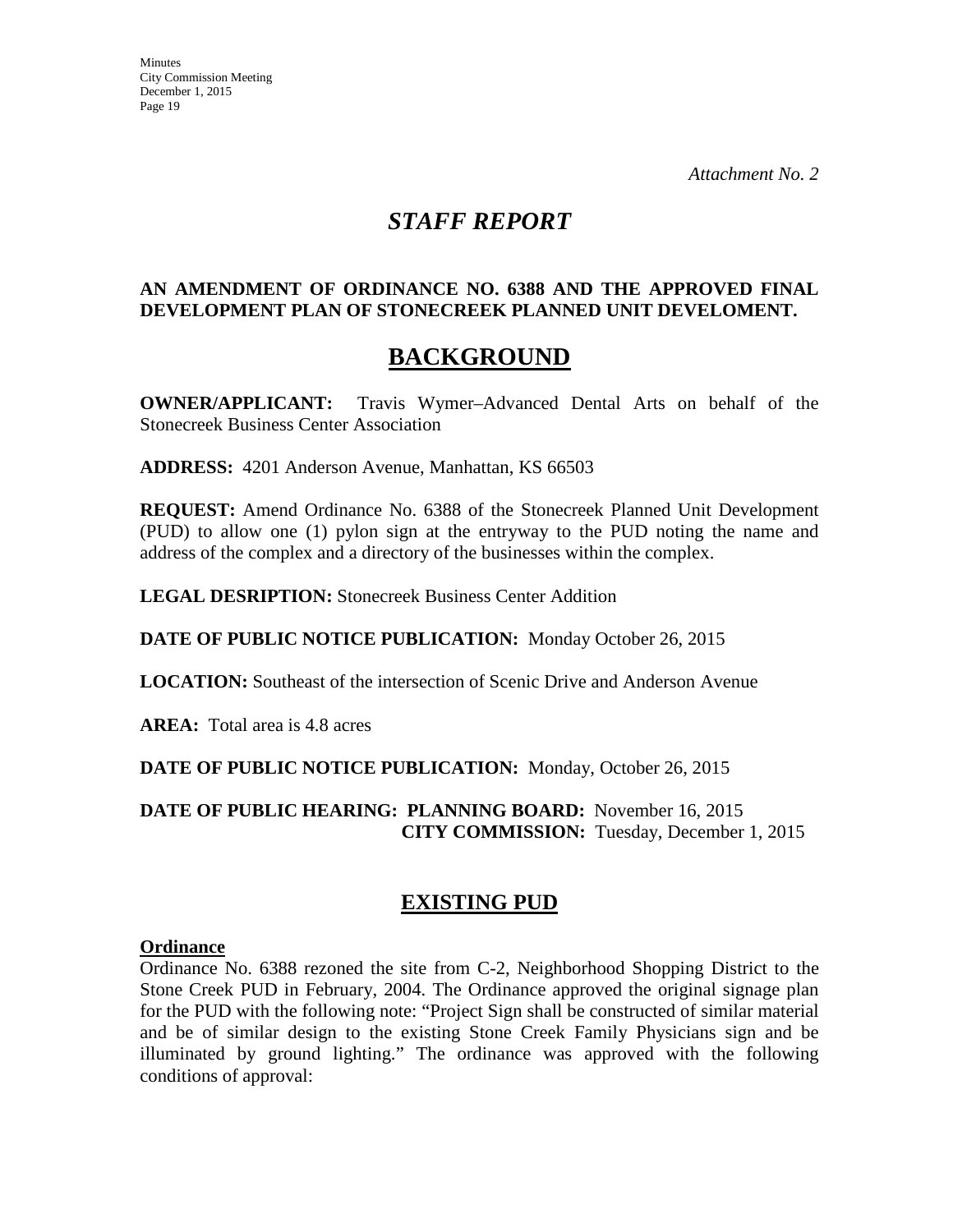*Attachment No. 2*

# *STAFF REPORT*

**AN AMENDMENT OF ORDINANCE NO. 6388 AND THE APPROVED FINAL DEVELOPMENT PLAN OF STONECREEK PLANNED UNIT DEVELOMENT.**

## BACKGROUND

**OWNER/APPLICANT:** Travis Wymer–Advanced Dental Arts on behalf of the Stonecreek Business Center Association

**ADDRESS:** 4201 Anderson Avenue, Manhattan, KS 66503

**REQUEST:** Amend Ordinance No. 6388 of the Stonecreek Planned Unit Development (PUD) to allow one (1) pylon sign at the entryway to the PUD noting the name and address of the complex and a directory of the businesses within the complex.

**LEGAL DESRIPTION:** Stonecreek Business Center Addition

**DATE OF PUBLIC NOTICE PUBLICATION:** Monday October 26, 2015

**LOCATION:** Southeast of the intersection of Scenic Drive and Anderson Avenue

**AREA:** Total area is 4.8 acres

**DATE OF PUBLIC NOTICE PUBLICATION:** Monday, October 26, 2015

**DATE OF PUBLIC HEARING: PLANNING BOARD:** November 16, 2015
**CITY COMMISSION:** Tuesday, December 1, 2015

## EXISTING PUD

**Ordinance**

Ordinance No. 6388 rezoned the site from C-2, Neighborhood Shopping District to the Stone Creek PUD in February, 2004. The Ordinance approved the original signage plan for the PUD with the following note: "Project Sign shall be constructed of similar material and be of similar design to the existing Stone Creek Family Physicians sign and be illuminated by ground lighting." The ordinance was approved with the following conditions of approval: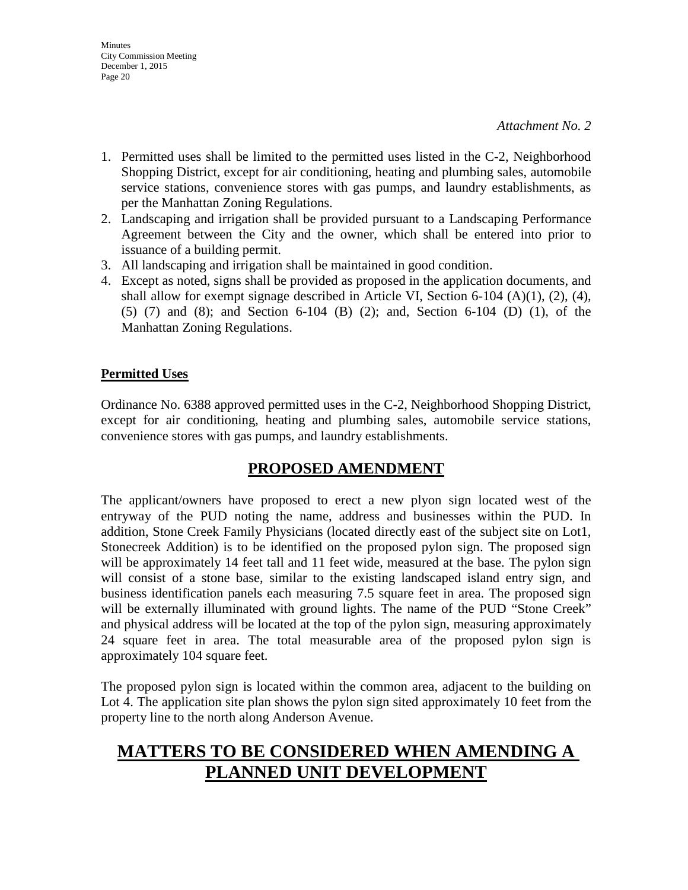*Attachment No. 2*

1. Permitted uses shall be limited to the permitted uses listed in the C-2, Neighborhood Shopping District, except for air conditioning, heating and plumbing sales, automobile service stations, convenience stores with gas pumps, and laundry establishments, as per the Manhattan Zoning Regulations.
2. Landscaping and irrigation shall be provided pursuant to a Landscaping Performance Agreement between the City and the owner, which shall be entered into prior to issuance of a building permit.
3. All landscaping and irrigation shall be maintained in good condition.
4. Except as noted, signs shall be provided as proposed in the application documents, and shall allow for exempt signage described in Article VI, Section 6-104 (A)(1), (2), (4), (5) (7) and (8); and Section 6-104 (B) (2); and, Section 6-104 (D) (1), of the Manhattan Zoning Regulations.

**Permitted Uses**

Ordinance No. 6388 approved permitted uses in the C-2, Neighborhood Shopping District, except for air conditioning, heating and plumbing sales, automobile service stations, convenience stores with gas pumps, and laundry establishments.

## PROPOSED AMENDMENT

The applicant/owners have proposed to erect a new plyon sign located west of the entryway of the PUD noting the name, address and businesses within the PUD. In addition, Stone Creek Family Physicians (located directly east of the subject site on Lot1, Stonecreek Addition) is to be identified on the proposed pylon sign. The proposed sign will be approximately 14 feet tall and 11 feet wide, measured at the base. The pylon sign will consist of a stone base, similar to the existing landscaped island entry sign, and business identification panels each measuring 7.5 square feet in area. The proposed sign will be externally illuminated with ground lights. The name of the PUD "Stone Creek" and physical address will be located at the top of the pylon sign, measuring approximately 24 square feet in area. The total measurable area of the proposed pylon sign is approximately 104 square feet.

The proposed pylon sign is located within the common area, adjacent to the building on Lot 4. The application site plan shows the pylon sign sited approximately 10 feet from the property line to the north along Anderson Avenue.

# MATTERS TO BE CONSIDERED WHEN AMENDING A PLANNED UNIT DEVELOPMENT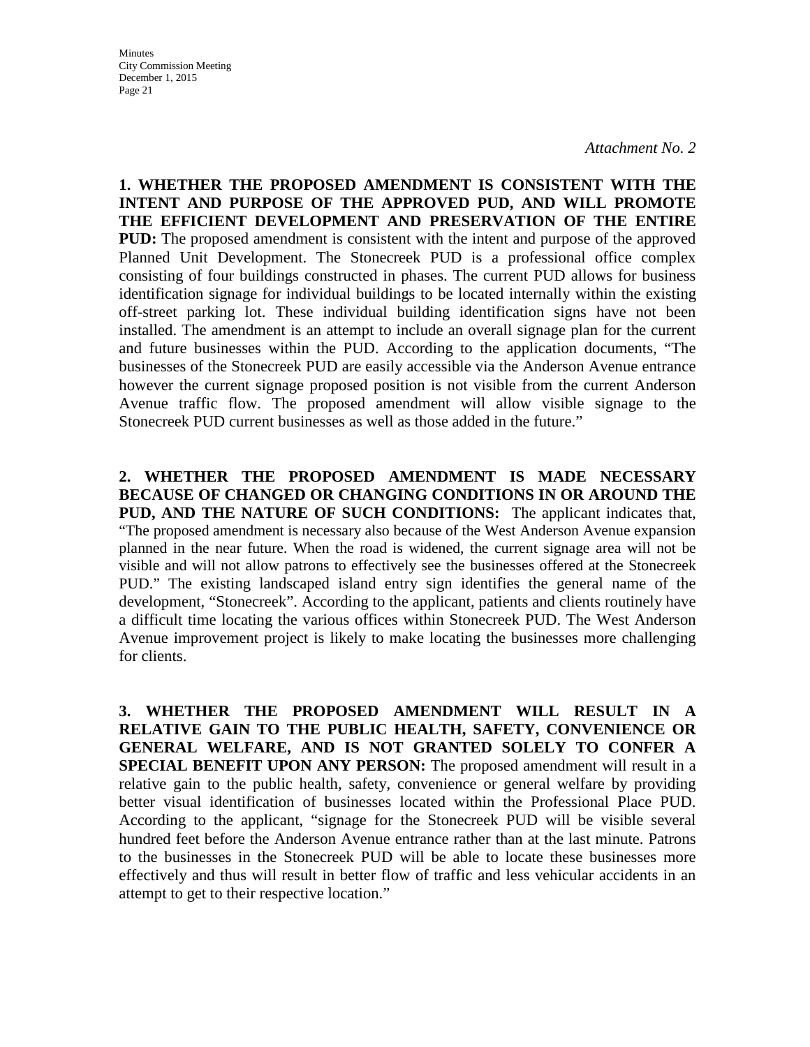*Attachment No. 2*

**1. WHETHER THE PROPOSED AMENDMENT IS CONSISTENT WITH THE INTENT AND PURPOSE OF THE APPROVED PUD, AND WILL PROMOTE THE EFFICIENT DEVELOPMENT AND PRESERVATION OF THE ENTIRE PUD:** The proposed amendment is consistent with the intent and purpose of the approved Planned Unit Development. The Stonecreek PUD is a professional office complex consisting of four buildings constructed in phases. The current PUD allows for business identification signage for individual buildings to be located internally within the existing off-street parking lot. These individual building identification signs have not been installed. The amendment is an attempt to include an overall signage plan for the current and future businesses within the PUD. According to the application documents, "The businesses of the Stonecreek PUD are easily accessible via the Anderson Avenue entrance however the current signage proposed position is not visible from the current Anderson Avenue traffic flow. The proposed amendment will allow visible signage to the Stonecreek PUD current businesses as well as those added in the future."

**2. WHETHER THE PROPOSED AMENDMENT IS MADE NECESSARY BECAUSE OF CHANGED OR CHANGING CONDITIONS IN OR AROUND THE PUD, AND THE NATURE OF SUCH CONDITIONS:** The applicant indicates that, "The proposed amendment is necessary also because of the West Anderson Avenue expansion planned in the near future. When the road is widened, the current signage area will not be visible and will not allow patrons to effectively see the businesses offered at the Stonecreek PUD." The existing landscaped island entry sign identifies the general name of the development, "Stonecreek". According to the applicant, patients and clients routinely have a difficult time locating the various offices within Stonecreek PUD. The West Anderson Avenue improvement project is likely to make locating the businesses more challenging for clients.

**3. WHETHER THE PROPOSED AMENDMENT WILL RESULT IN A RELATIVE GAIN TO THE PUBLIC HEALTH, SAFETY, CONVENIENCE OR GENERAL WELFARE, AND IS NOT GRANTED SOLELY TO CONFER A SPECIAL BENEFIT UPON ANY PERSON:** The proposed amendment will result in a relative gain to the public health, safety, convenience or general welfare by providing better visual identification of businesses located within the Professional Place PUD. According to the applicant, "signage for the Stonecreek PUD will be visible several hundred feet before the Anderson Avenue entrance rather than at the last minute. Patrons to the businesses in the Stonecreek PUD will be able to locate these businesses more effectively and thus will result in better flow of traffic and less vehicular accidents in an attempt to get to their respective location."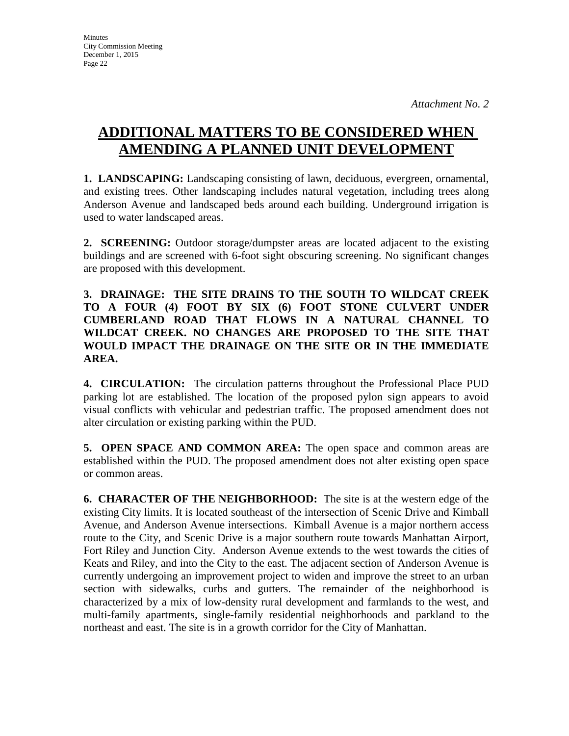*Attachment No. 2*

# ADDITIONAL MATTERS TO BE CONSIDERED WHEN AMENDING A PLANNED UNIT DEVELOPMENT

**1. LANDSCAPING:** Landscaping consisting of lawn, deciduous, evergreen, ornamental, and existing trees. Other landscaping includes natural vegetation, including trees along Anderson Avenue and landscaped beds around each building. Underground irrigation is used to water landscaped areas.

**2. SCREENING:** Outdoor storage/dumpster areas are located adjacent to the existing buildings and are screened with 6-foot sight obscuring screening. No significant changes are proposed with this development.

**3. DRAINAGE: THE SITE DRAINS TO THE SOUTH TO WILDCAT CREEK TO A FOUR (4) FOOT BY SIX (6) FOOT STONE CULVERT UNDER CUMBERLAND ROAD THAT FLOWS IN A NATURAL CHANNEL TO WILDCAT CREEK. NO CHANGES ARE PROPOSED TO THE SITE THAT WOULD IMPACT THE DRAINAGE ON THE SITE OR IN THE IMMEDIATE AREA.**

**4. CIRCULATION:** The circulation patterns throughout the Professional Place PUD parking lot are established. The location of the proposed pylon sign appears to avoid visual conflicts with vehicular and pedestrian traffic. The proposed amendment does not alter circulation or existing parking within the PUD.

**5. OPEN SPACE AND COMMON AREA:** The open space and common areas are established within the PUD. The proposed amendment does not alter existing open space or common areas.

**6. CHARACTER OF THE NEIGHBORHOOD:** The site is at the western edge of the existing City limits. It is located southeast of the intersection of Scenic Drive and Kimball Avenue, and Anderson Avenue intersections. Kimball Avenue is a major northern access route to the City, and Scenic Drive is a major southern route towards Manhattan Airport, Fort Riley and Junction City. Anderson Avenue extends to the west towards the cities of Keats and Riley, and into the City to the east. The adjacent section of Anderson Avenue is currently undergoing an improvement project to widen and improve the street to an urban section with sidewalks, curbs and gutters. The remainder of the neighborhood is characterized by a mix of low-density rural development and farmlands to the west, and multi-family apartments, single-family residential neighborhoods and parkland to the northeast and east. The site is in a growth corridor for the City of Manhattan.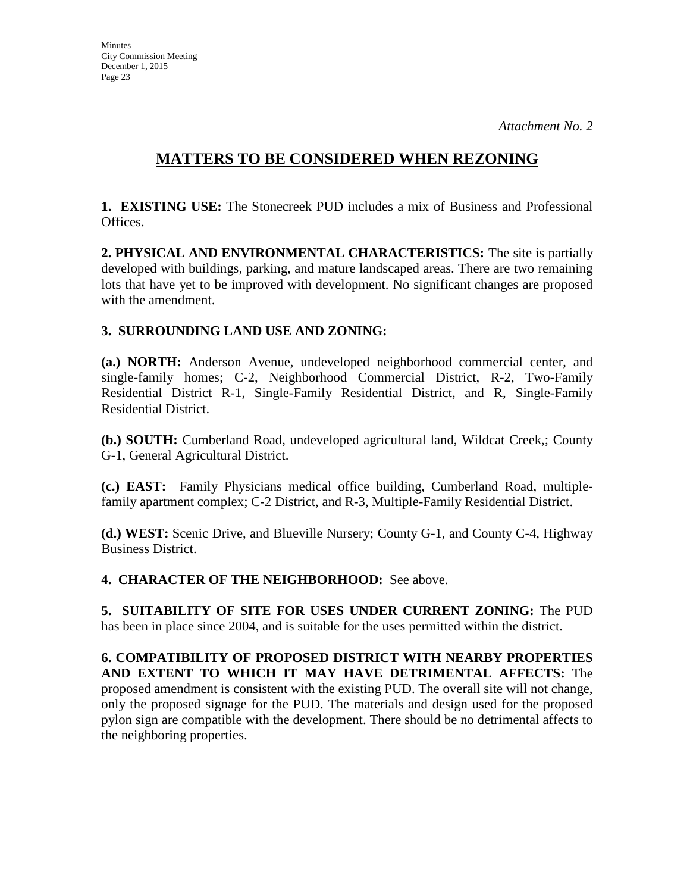*Attachment No. 2*

# MATTERS TO BE CONSIDERED WHEN REZONING

**1. EXISTING USE:** The Stonecreek PUD includes a mix of Business and Professional Offices.

**2. PHYSICAL AND ENVIRONMENTAL CHARACTERISTICS:** The site is partially developed with buildings, parking, and mature landscaped areas. There are two remaining lots that have yet to be improved with development. No significant changes are proposed with the amendment.

**3. SURROUNDING LAND USE AND ZONING:**

**(a.) NORTH:** Anderson Avenue, undeveloped neighborhood commercial center, and single-family homes; C-2, Neighborhood Commercial District, R-2, Two-Family Residential District R-1, Single-Family Residential District, and R, Single-Family Residential District.

**(b.) SOUTH:** Cumberland Road, undeveloped agricultural land, Wildcat Creek,; County G-1, General Agricultural District.

**(c.) EAST:** Family Physicians medical office building, Cumberland Road, multiple-family apartment complex; C-2 District, and R-3, Multiple-Family Residential District.

**(d.) WEST:** Scenic Drive, and Blueville Nursery; County G-1, and County C-4, Highway Business District.

**4. CHARACTER OF THE NEIGHBORHOOD:** See above.

**5. SUITABILITY OF SITE FOR USES UNDER CURRENT ZONING:** The PUD has been in place since 2004, and is suitable for the uses permitted within the district.

**6. COMPATIBILITY OF PROPOSED DISTRICT WITH NEARBY PROPERTIES AND EXTENT TO WHICH IT MAY HAVE DETRIMENTAL AFFECTS:** The proposed amendment is consistent with the existing PUD. The overall site will not change, only the proposed signage for the PUD. The materials and design used for the proposed pylon sign are compatible with the development. There should be no detrimental affects to the neighboring properties.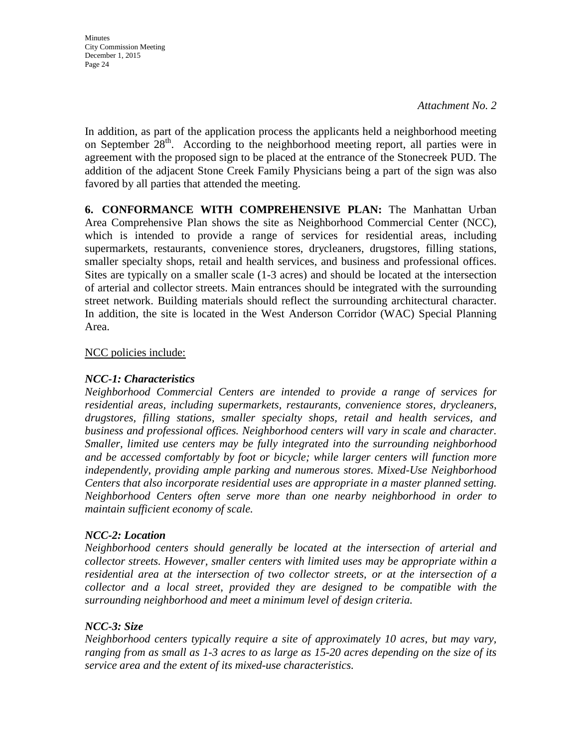*Attachment No. 2*

In addition, as part of the application process the applicants held a neighborhood meeting on September 28th. According to the neighborhood meeting report, all parties were in agreement with the proposed sign to be placed at the entrance of the Stonecreek PUD. The addition of the adjacent Stone Creek Family Physicians being a part of the sign was also favored by all parties that attended the meeting.

**6. CONFORMANCE WITH COMPREHENSIVE PLAN:** The Manhattan Urban Area Comprehensive Plan shows the site as Neighborhood Commercial Center (NCC), which is intended to provide a range of services for residential areas, including supermarkets, restaurants, convenience stores, drycleaners, drugstores, filling stations, smaller specialty shops, retail and health services, and business and professional offices. Sites are typically on a smaller scale (1-3 acres) and should be located at the intersection of arterial and collector streets. Main entrances should be integrated with the surrounding street network. Building materials should reflect the surrounding architectural character. In addition, the site is located in the West Anderson Corridor (WAC) Special Planning Area.

NCC policies include:

***NCC-1: Characteristics***
*Neighborhood Commercial Centers are intended to provide a range of services for residential areas, including supermarkets, restaurants, convenience stores, drycleaners, drugstores, filling stations, smaller specialty shops, retail and health services, and business and professional offices. Neighborhood centers will vary in scale and character. Smaller, limited use centers may be fully integrated into the surrounding neighborhood and be accessed comfortably by foot or bicycle; while larger centers will function more independently, providing ample parking and numerous stores. Mixed-Use Neighborhood Centers that also incorporate residential uses are appropriate in a master planned setting. Neighborhood Centers often serve more than one nearby neighborhood in order to maintain sufficient economy of scale.*

***NCC-2: Location***
*Neighborhood centers should generally be located at the intersection of arterial and collector streets. However, smaller centers with limited uses may be appropriate within a residential area at the intersection of two collector streets, or at the intersection of a collector and a local street, provided they are designed to be compatible with the surrounding neighborhood and meet a minimum level of design criteria.*

***NCC-3: Size***
*Neighborhood centers typically require a site of approximately 10 acres, but may vary, ranging from as small as 1-3 acres to as large as 15-20 acres depending on the size of its service area and the extent of its mixed-use characteristics.*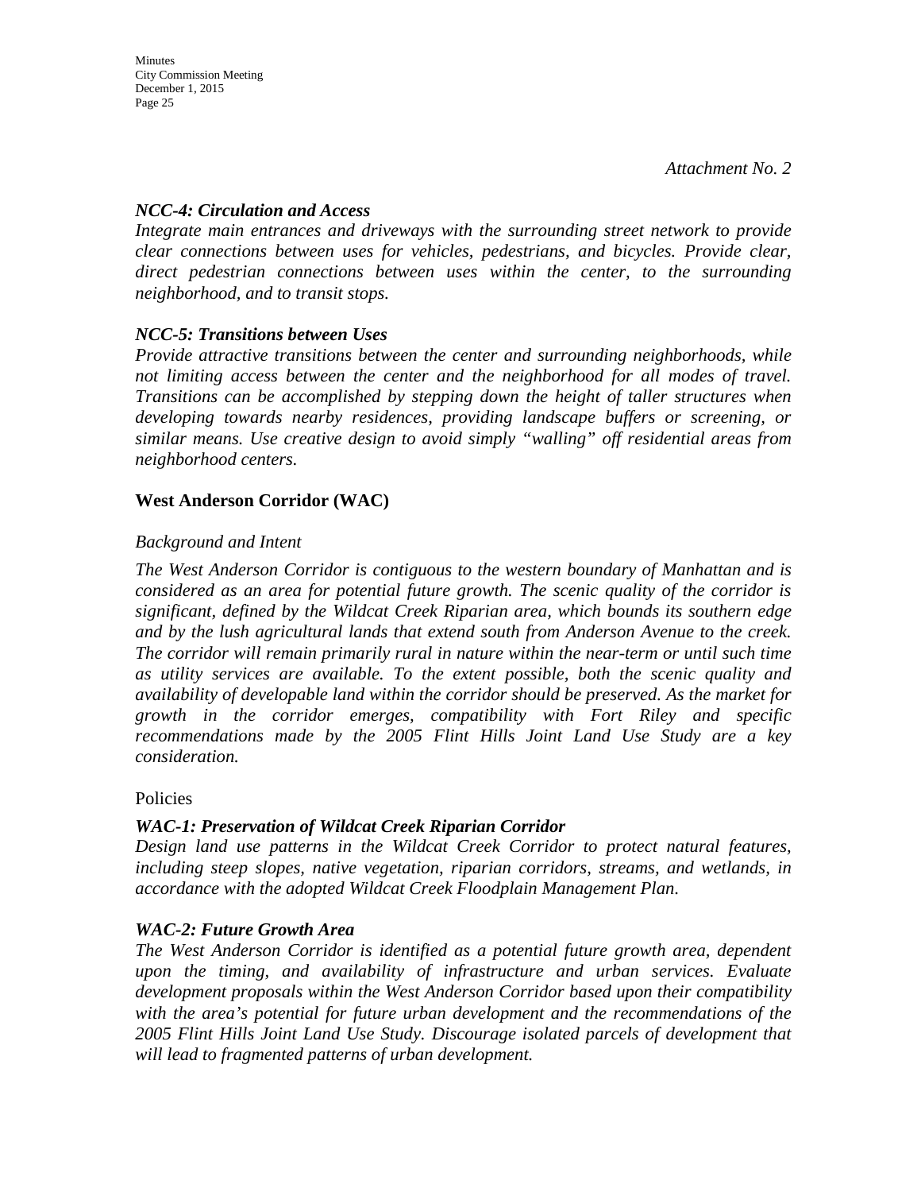*Attachment No. 2*

***NCC-4: Circulation and Access***

*Integrate main entrances and driveways with the surrounding street network to provide clear connections between uses for vehicles, pedestrians, and bicycles. Provide clear, direct pedestrian connections between uses within the center, to the surrounding neighborhood, and to transit stops.*

***NCC-5: Transitions between Uses***

*Provide attractive transitions between the center and surrounding neighborhoods, while not limiting access between the center and the neighborhood for all modes of travel. Transitions can be accomplished by stepping down the height of taller structures when developing towards nearby residences, providing landscape buffers or screening, or similar means. Use creative design to avoid simply "walling" off residential areas from neighborhood centers.*

**West Anderson Corridor (WAC)**

*Background and Intent*

*The West Anderson Corridor is contiguous to the western boundary of Manhattan and is considered as an area for potential future growth. The scenic quality of the corridor is significant, defined by the Wildcat Creek Riparian area, which bounds its southern edge and by the lush agricultural lands that extend south from Anderson Avenue to the creek. The corridor will remain primarily rural in nature within the near-term or until such time as utility services are available. To the extent possible, both the scenic quality and availability of developable land within the corridor should be preserved. As the market for growth in the corridor emerges, compatibility with Fort Riley and specific recommendations made by the 2005 Flint Hills Joint Land Use Study are a key consideration.*

Policies

***WAC-1: Preservation of Wildcat Creek Riparian Corridor***

*Design land use patterns in the Wildcat Creek Corridor to protect natural features, including steep slopes, native vegetation, riparian corridors, streams, and wetlands, in accordance with the adopted Wildcat Creek Floodplain Management Plan.*

***WAC-2: Future Growth Area***

*The West Anderson Corridor is identified as a potential future growth area, dependent upon the timing, and availability of infrastructure and urban services. Evaluate development proposals within the West Anderson Corridor based upon their compatibility with the area's potential for future urban development and the recommendations of the 2005 Flint Hills Joint Land Use Study. Discourage isolated parcels of development that will lead to fragmented patterns of urban development.*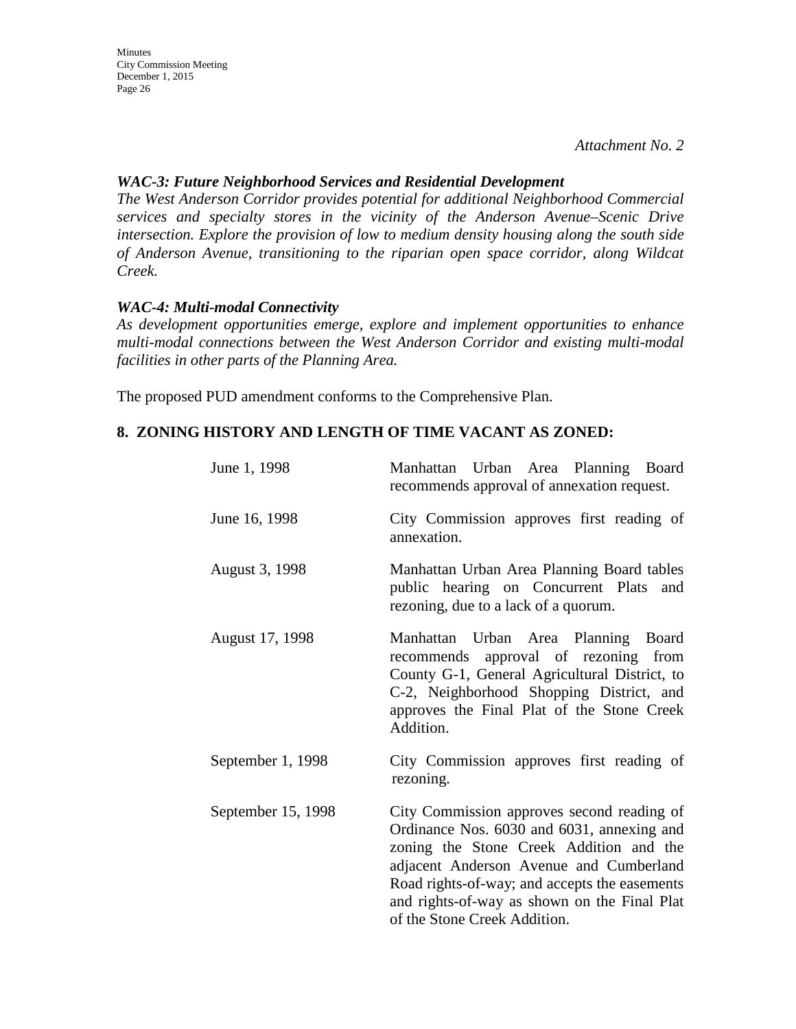*Attachment No. 2*

***WAC-3: Future Neighborhood Services and Residential Development***
*The West Anderson Corridor provides potential for additional Neighborhood Commercial services and specialty stores in the vicinity of the Anderson Avenue–Scenic Drive intersection. Explore the provision of low to medium density housing along the south side of Anderson Avenue, transitioning to the riparian open space corridor, along Wildcat Creek.*

***WAC-4: Multi-modal Connectivity***
*As development opportunities emerge, explore and implement opportunities to enhance multi-modal connections between the West Anderson Corridor and existing multi-modal facilities in other parts of the Planning Area.*

The proposed PUD amendment conforms to the Comprehensive Plan.

**8. ZONING HISTORY AND LENGTH OF TIME VACANT AS ZONED:**

| | |
|---|---|
| June 1, 1998 | Manhattan Urban Area Planning Board recommends approval of annexation request. |
| June 16, 1998 | City Commission approves first reading of annexation. |
| August 3, 1998 | Manhattan Urban Area Planning Board tables public hearing on Concurrent Plats and rezoning, due to a lack of a quorum. |
| August 17, 1998 | Manhattan Urban Area Planning Board recommends approval of rezoning from County G-1, General Agricultural District, to C-2, Neighborhood Shopping District, and approves the Final Plat of the Stone Creek Addition. |
| September 1, 1998 | City Commission approves first reading of rezoning. |
| September 15, 1998 | City Commission approves second reading of Ordinance Nos. 6030 and 6031, annexing and zoning the Stone Creek Addition and the adjacent Anderson Avenue and Cumberland Road rights-of-way; and accepts the easements and rights-of-way as shown on the Final Plat of the Stone Creek Addition. |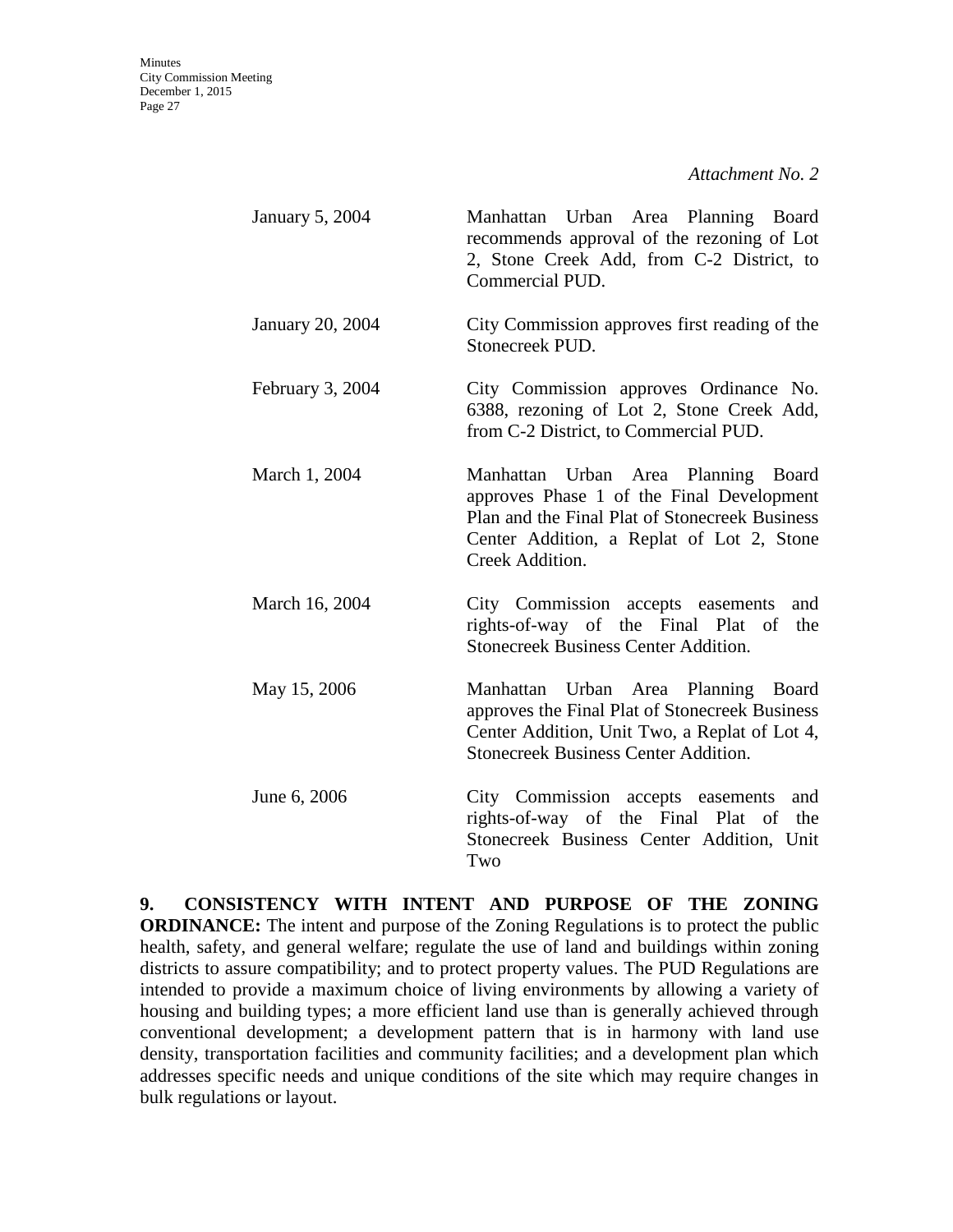*Attachment No. 2*

| | |
|---|---|
| January 5, 2004 | Manhattan Urban Area Planning Board recommends approval of the rezoning of Lot 2, Stone Creek Add, from C-2 District, to Commercial PUD. |
| January 20, 2004 | City Commission approves first reading of the Stonecreek PUD. |
| February 3, 2004 | City Commission approves Ordinance No. 6388, rezoning of Lot 2, Stone Creek Add, from C-2 District, to Commercial PUD. |
| March 1, 2004 | Manhattan Urban Area Planning Board approves Phase 1 of the Final Development Plan and the Final Plat of Stonecreek Business Center Addition, a Replat of Lot 2, Stone Creek Addition. |
| March 16, 2004 | City Commission accepts easements and rights-of-way of the Final Plat of the Stonecreek Business Center Addition. |
| May 15, 2006 | Manhattan Urban Area Planning Board approves the Final Plat of Stonecreek Business Center Addition, Unit Two, a Replat of Lot 4, Stonecreek Business Center Addition. |
| June 6, 2006 | City Commission accepts easements and rights-of-way of the Final Plat of the Stonecreek Business Center Addition, Unit Two |

**9. CONSISTENCY WITH INTENT AND PURPOSE OF THE ZONING ORDINANCE:** The intent and purpose of the Zoning Regulations is to protect the public health, safety, and general welfare; regulate the use of land and buildings within zoning districts to assure compatibility; and to protect property values. The PUD Regulations are intended to provide a maximum choice of living environments by allowing a variety of housing and building types; a more efficient land use than is generally achieved through conventional development; a development pattern that is in harmony with land use density, transportation facilities and community facilities; and a development plan which addresses specific needs and unique conditions of the site which may require changes in bulk regulations or layout.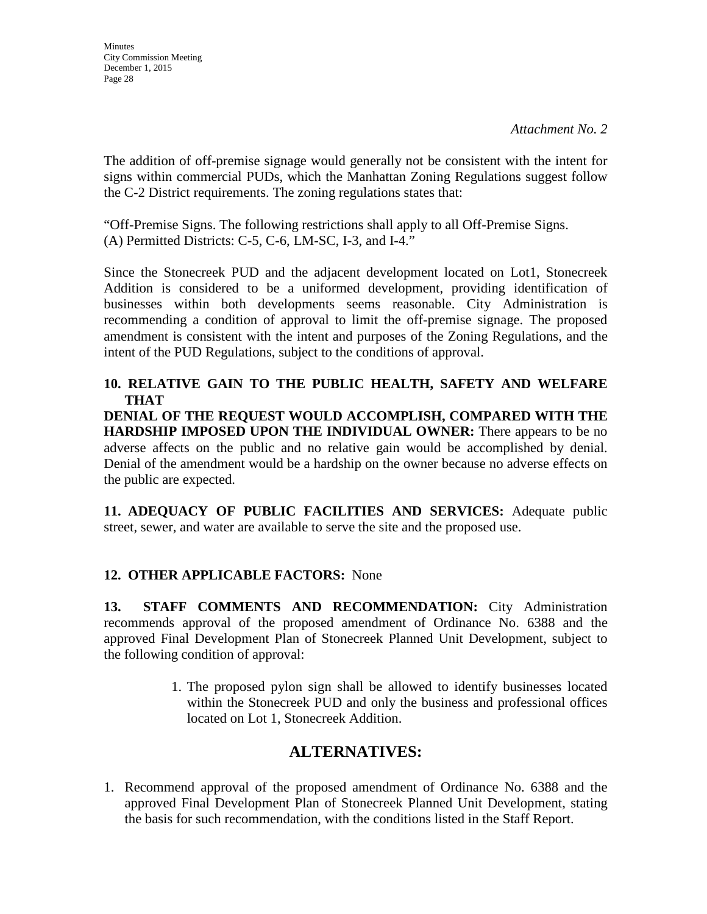*Attachment No. 2*

The addition of off-premise signage would generally not be consistent with the intent for signs within commercial PUDs, which the Manhattan Zoning Regulations suggest follow the C-2 District requirements. The zoning regulations states that:

"Off-Premise Signs. The following restrictions shall apply to all Off-Premise Signs.
(A) Permitted Districts: C-5, C-6, LM-SC, I-3, and I-4."

Since the Stonecreek PUD and the adjacent development located on Lot1, Stonecreek Addition is considered to be a uniformed development, providing identification of businesses within both developments seems reasonable. City Administration is recommending a condition of approval to limit the off-premise signage. The proposed amendment is consistent with the intent and purposes of the Zoning Regulations, and the intent of the PUD Regulations, subject to the conditions of approval.

**10. RELATIVE GAIN TO THE PUBLIC HEALTH, SAFETY AND WELFARE THAT DENIAL OF THE REQUEST WOULD ACCOMPLISH, COMPARED WITH THE HARDSHIP IMPOSED UPON THE INDIVIDUAL OWNER:** There appears to be no adverse affects on the public and no relative gain would be accomplished by denial. Denial of the amendment would be a hardship on the owner because no adverse effects on the public are expected.

**11. ADEQUACY OF PUBLIC FACILITIES AND SERVICES:** Adequate public street, sewer, and water are available to serve the site and the proposed use.

**12. OTHER APPLICABLE FACTORS:** None

**13. STAFF COMMENTS AND RECOMMENDATION:** City Administration recommends approval of the proposed amendment of Ordinance No. 6388 and the approved Final Development Plan of Stonecreek Planned Unit Development, subject to the following condition of approval:

1. The proposed pylon sign shall be allowed to identify businesses located within the Stonecreek PUD and only the business and professional offices located on Lot 1, Stonecreek Addition.

## ALTERNATIVES:

1. Recommend approval of the proposed amendment of Ordinance No. 6388 and the approved Final Development Plan of Stonecreek Planned Unit Development, stating the basis for such recommendation, with the conditions listed in the Staff Report.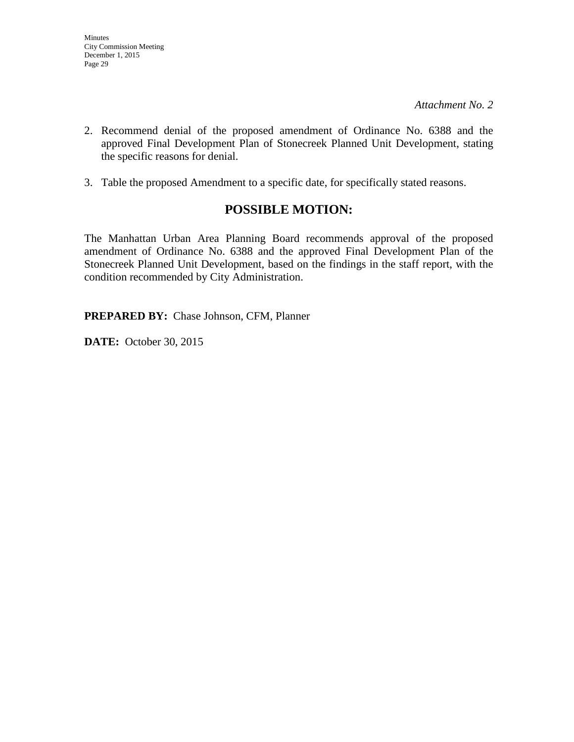*Attachment No. 2*

2. Recommend denial of the proposed amendment of Ordinance No. 6388 and the approved Final Development Plan of Stonecreek Planned Unit Development, stating the specific reasons for denial.

3. Table the proposed Amendment to a specific date, for specifically stated reasons.

## POSSIBLE MOTION:

The Manhattan Urban Area Planning Board recommends approval of the proposed amendment of Ordinance No. 6388 and the approved Final Development Plan of the Stonecreek Planned Unit Development, based on the findings in the staff report, with the condition recommended by City Administration.

**PREPARED BY:** Chase Johnson, CFM, Planner

**DATE:** October 30, 2015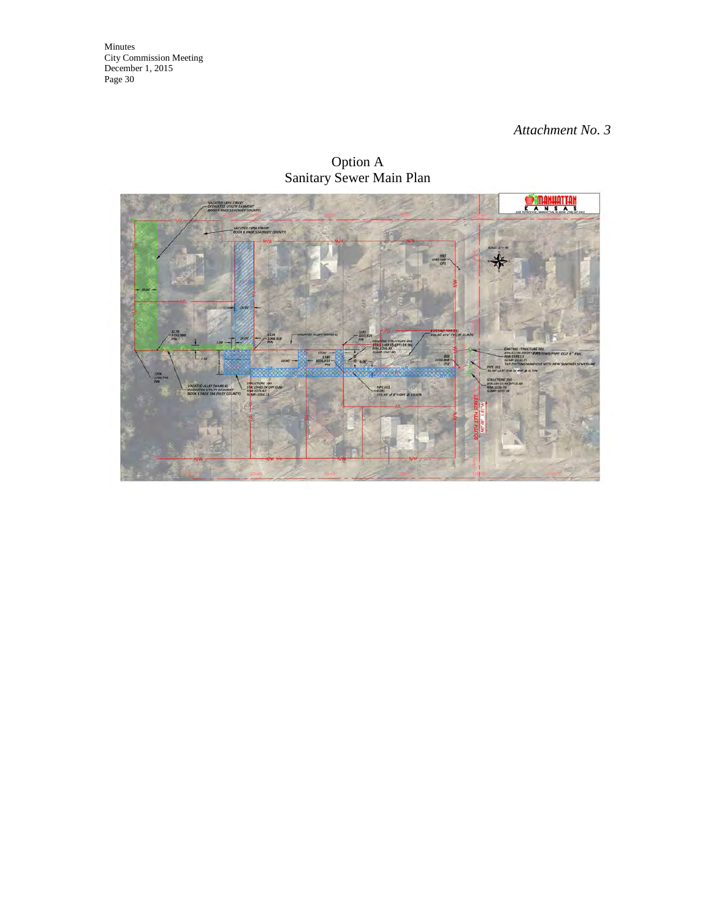*Attachment No. 3*

Option A
Sanitary Sewer Main Plan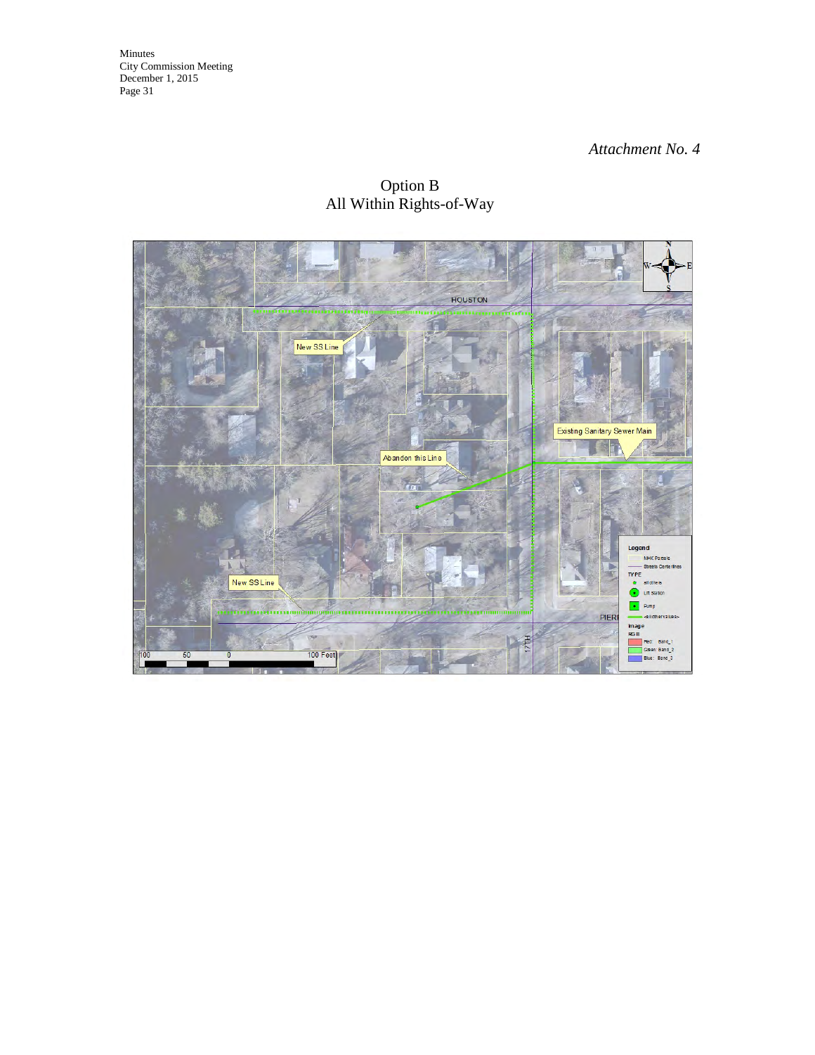*Attachment No. 4*

Option B
All Within Rights-of-Way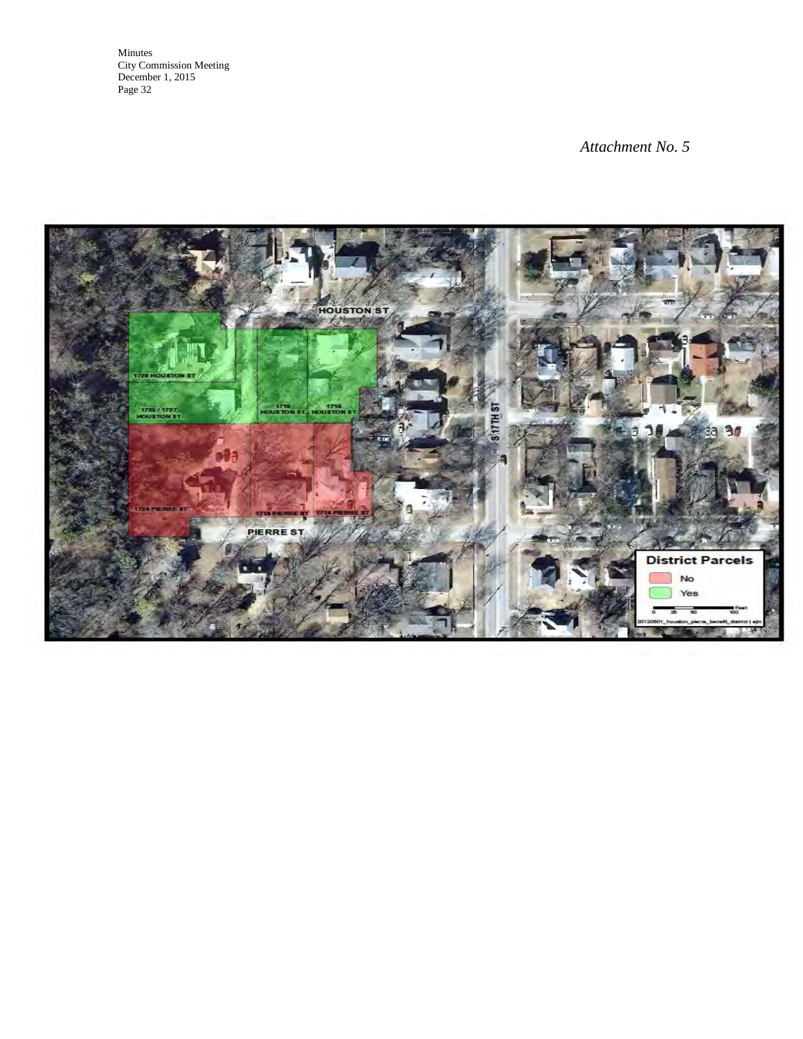*Attachment No. 5*

HOUSTON ST

1728 HOUSTON ST

1725 / 1727 HOUSTON ST

1719 HOUSTON ST

1716 HOUSTON ST

1724 PIERRE ST

1718 PIERRE ST

1714 PIERRE ST

PIERRE ST

S 17TH ST

District Parcels

No

Yes

Feet

0 25 50 100

20120501_houston_pierre_benefit_district | ejm